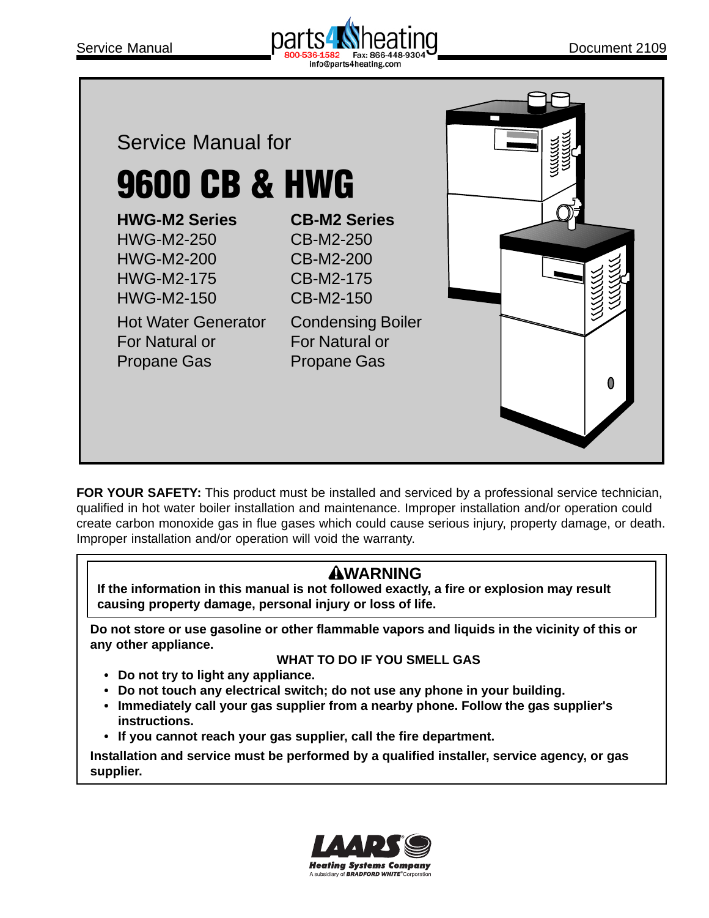Service Manual for

# 9600 CB & HWG

| **HWG-M2 Series** | **CB-M2 Series** |
|---|---|
| HWG-M2-250 | CB-M2-250 |
| HWG-M2-200 | CB-M2-200 |
| HWG-M2-175 | CB-M2-175 |
| HWG-M2-150 | CB-M2-150 |
| Hot Water Generator For Natural or Propane Gas | Condensing Boiler For Natural or Propane Gas |

**FOR YOUR SAFETY:** This product must be installed and serviced by a professional service technician, qualified in hot water boiler installation and maintenance. Improper installation and/or operation could create carbon monoxide gas in flue gases which could cause serious injury, property damage, or death. Improper installation and/or operation will void the warranty.

## ⚠WARNING

**If the information in this manual is not followed exactly, a fire or explosion may result causing property damage, personal injury or loss of life.**

**Do not store or use gasoline or other flammable vapors and liquids in the vicinity of this or any other appliance.**

**WHAT TO DO IF YOU SMELL GAS**

- **Do not try to light any appliance.**
- **Do not touch any electrical switch; do not use any phone in your building.**
- **Immediately call your gas supplier from a nearby phone. Follow the gas supplier's instructions.**
- **If you cannot reach your gas supplier, call the fire department.**

**Installation and service must be performed by a qualified installer, service agency, or gas supplier.**

LAARS® Heating Systems Company

A subsidiary of BRADFORD WHITE® Corporation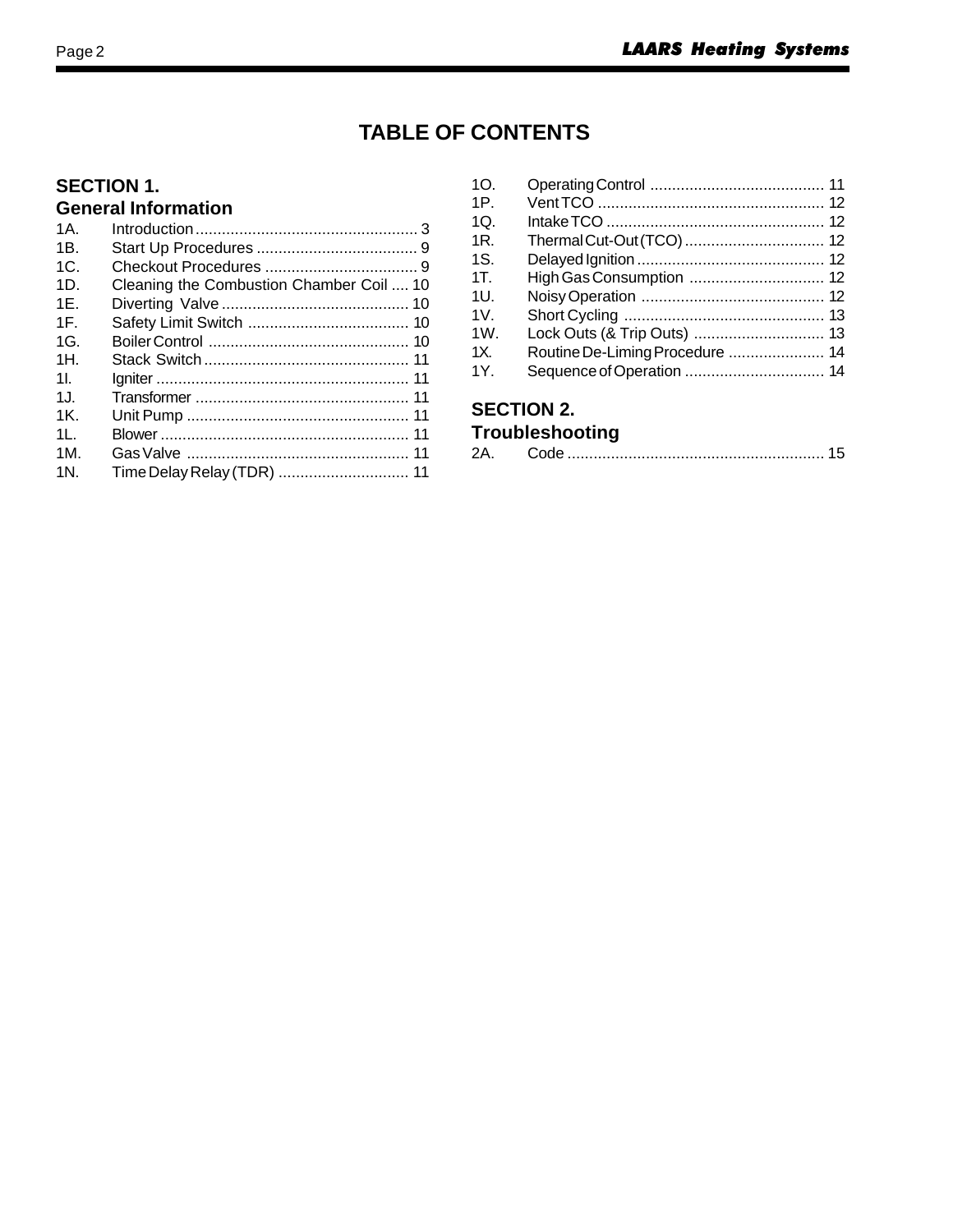# TABLE OF CONTENTS

## SECTION 1.
## General Information

| | | |
|---|---|---|
| 1A. | Introduction | 3 |
| 1B. | Start Up Procedures | 9 |
| 1C. | Checkout Procedures | 9 |
| 1D. | Cleaning the Combustion Chamber Coil | 10 |
| 1E. | Diverting Valve | 10 |
| 1F. | Safety Limit Switch | 10 |
| 1G. | Boiler Control | 10 |
| 1H. | Stack Switch | 11 |
| 1I. | Igniter | 11 |
| 1J. | Transformer | 11 |
| 1K. | Unit Pump | 11 |
| 1L. | Blower | 11 |
| 1M. | Gas Valve | 11 |
| 1N. | Time Delay Relay (TDR) | 11 |
| 1O. | Operating Control | 11 |
| 1P. | Vent TCO | 12 |
| 1Q. | Intake TCO | 12 |
| 1R. | Thermal Cut-Out (TCO) | 12 |
| 1S. | Delayed Ignition | 12 |
| 1T. | High Gas Consumption | 12 |
| 1U. | Noisy Operation | 12 |
| 1V. | Short Cycling | 13 |
| 1W. | Lock Outs (& Trip Outs) | 13 |
| 1X. | Routine De-Liming Procedure | 14 |
| 1Y. | Sequence of Operation | 14 |

## SECTION 2.
## Troubleshooting

| | | |
|---|---|---|
| 2A. | Code | 15 |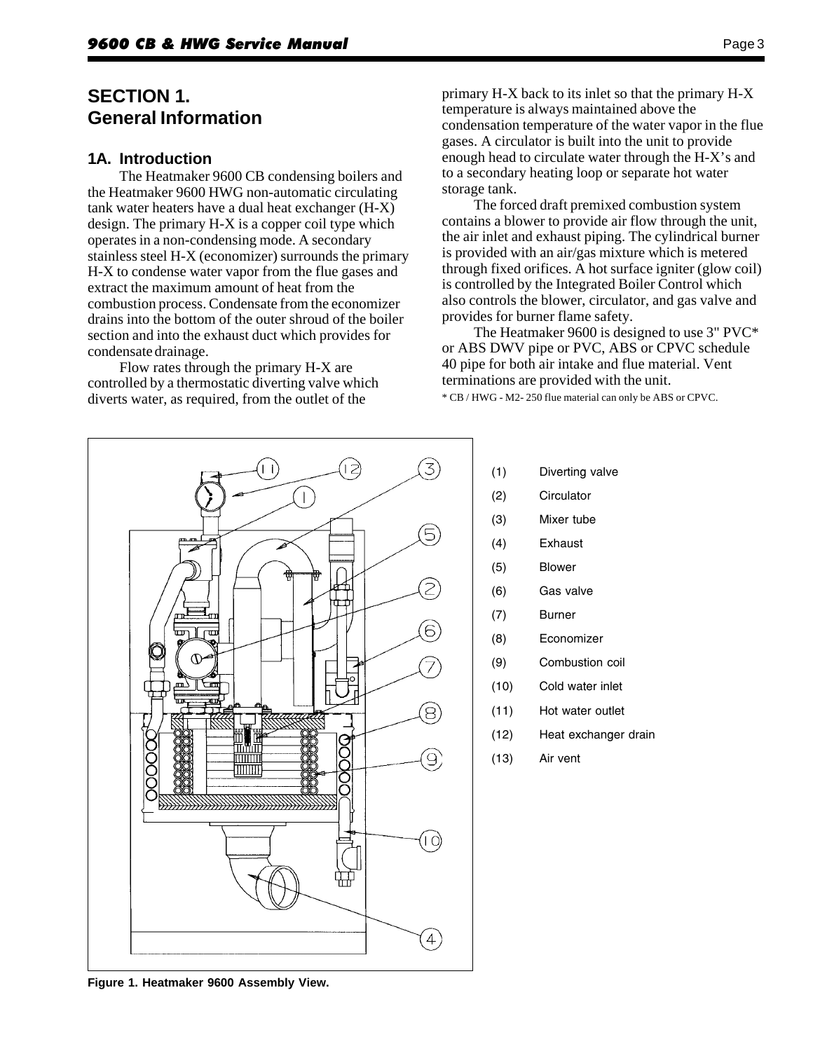# SECTION 1. General Information

## 1A. Introduction

The Heatmaker 9600 CB condensing boilers and the Heatmaker 9600 HWG non-automatic circulating tank water heaters have a dual heat exchanger (H-X) design. The primary H-X is a copper coil type which operates in a non-condensing mode. A secondary stainless steel H-X (economizer) surrounds the primary H-X to condense water vapor from the flue gases and extract the maximum amount of heat from the combustion process. Condensate from the economizer drains into the bottom of the outer shroud of the boiler section and into the exhaust duct which provides for condensate drainage.

Flow rates through the primary H-X are controlled by a thermostatic diverting valve which diverts water, as required, from the outlet of the primary H-X back to its inlet so that the primary H-X temperature is always maintained above the condensation temperature of the water vapor in the flue gases. A circulator is built into the unit to provide enough head to circulate water through the H-X's and to a secondary heating loop or separate hot water storage tank.

The forced draft premixed combustion system contains a blower to provide air flow through the unit, the air inlet and exhaust piping. The cylindrical burner is provided with an air/gas mixture which is metered through fixed orifices. A hot surface igniter (glow coil) is controlled by the Integrated Boiler Control which also controls the blower, circulator, and gas valve and provides for burner flame safety.

The Heatmaker 9600 is designed to use 3" PVC* or ABS DWV pipe or PVC, ABS or CPVC schedule 40 pipe for both air intake and flue material. Vent terminations are provided with the unit.

\* CB / HWG - M2- 250 flue material can only be ABS or CPVC.

11
12
3
1
5
2
6
7
8
9
10
4

(1) Diverting valve
(2) Circulator
(3) Mixer tube
(4) Exhaust
(5) Blower
(6) Gas valve
(7) Burner
(8) Economizer
(9) Combustion coil
(10) Cold water inlet
(11) Hot water outlet
(12) Heat exchanger drain
(13) Air vent

**Figure 1. Heatmaker 9600 Assembly View.**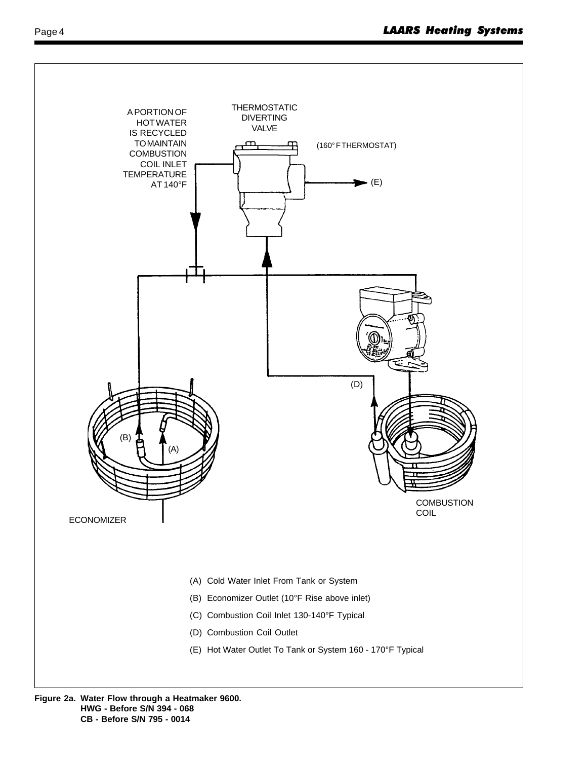A PORTION OF HOT WATER IS RECYCLED TO MAINTAIN COMBUSTION COIL INLET TEMPERATURE AT 140°F

THERMOSTATIC DIVERTING VALVE

(160° F THERMOSTAT)

(E)

(D)

(B)

(A)

ECONOMIZER

COMBUSTION COIL

(A) Cold Water Inlet From Tank or System

(B) Economizer Outlet (10°F Rise above inlet)

(C) Combustion Coil Inlet 130-140°F Typical

(D) Combustion Coil Outlet

(E) Hot Water Outlet To Tank or System 160 - 170°F Typical

**Figure 2a. Water Flow through a Heatmaker 9600.**
**HWG - Before S/N 394 - 068**
**CB - Before S/N 795 - 0014**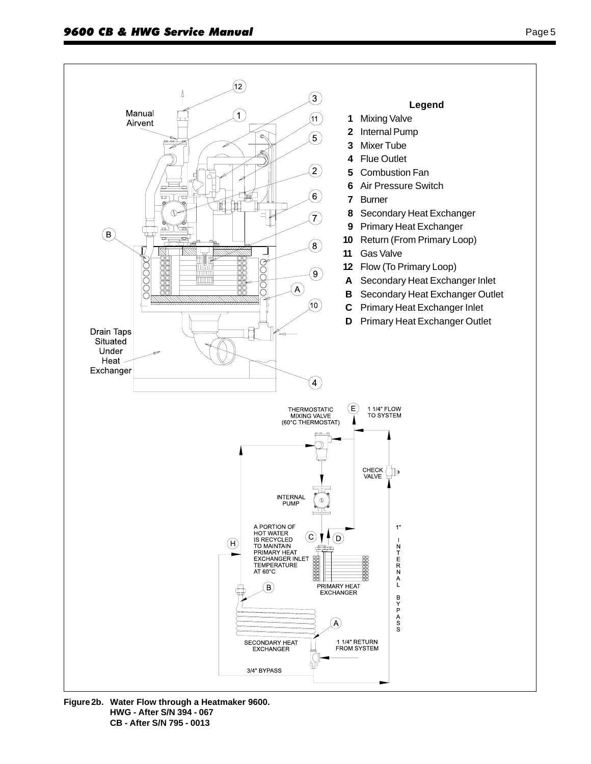Manual Airvent

Drain Taps Situated Under Heat Exchanger

**Legend**

- **1** Mixing Valve
- **2** Internal Pump
- **3** Mixer Tube
- **4** Flue Outlet
- **5** Combustion Fan
- **6** Air Pressure Switch
- **7** Burner
- **8** Secondary Heat Exchanger
- **9** Primary Heat Exchanger
- **10** Return (From Primary Loop)
- **11** Gas Valve
- **12** Flow (To Primary Loop)
- **A** Secondary Heat Exchanger Inlet
- **B** Secondary Heat Exchanger Outlet
- **C** Primary Heat Exchanger Inlet
- **D** Primary Heat Exchanger Outlet

THERMOSTATIC MIXING VALVE (60°C THERMOSTAT)

E

1 1/4" FLOW TO SYSTEM

CHECK VALVE

INTERNAL PUMP

A PORTION OF HOT WATER IS RECYCLED TO MAINTAIN PRIMARY HEAT EXCHANGER INLET TEMPERATURE AT 60°C

1" INTERNAL BYPASS

PRIMARY HEAT EXCHANGER

SECONDARY HEAT EXCHANGER

1 1/4" RETURN FROM SYSTEM

3/4" BYPASS

**Figure 2b. Water Flow through a Heatmaker 9600.**
**HWG - After S/N 394 - 067**
**CB - After S/N 795 - 0013**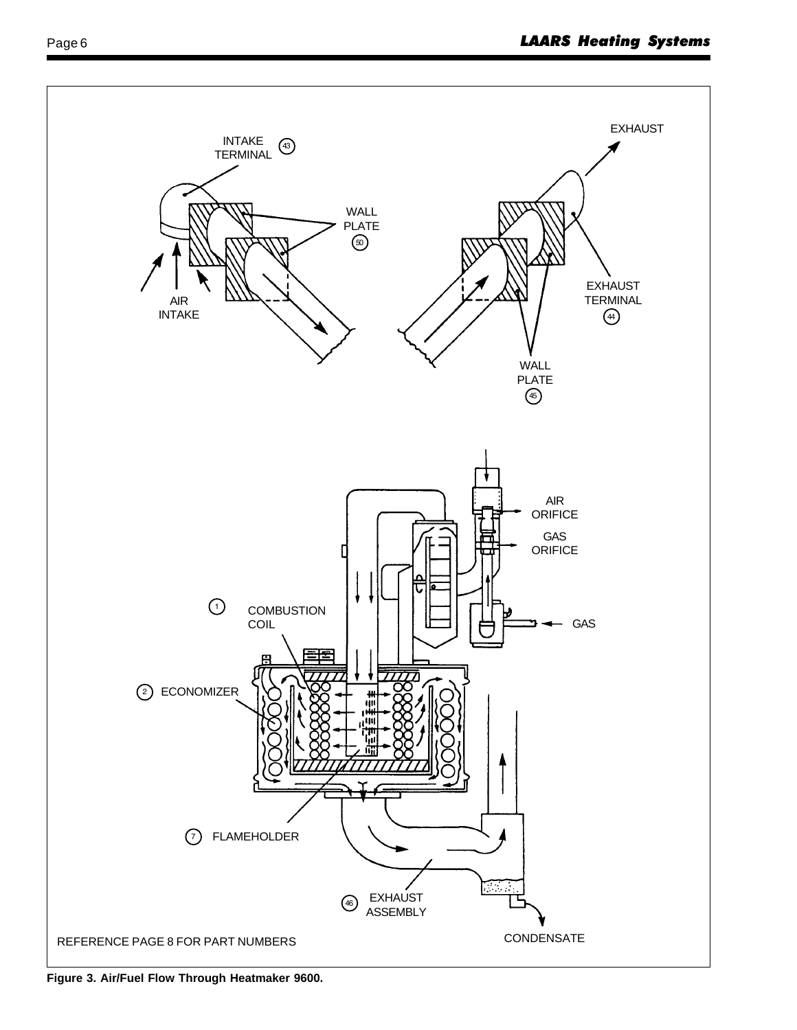INTAKE TERMINAL (43)

EXHAUST

WALL PLATE (50)

AIR INTAKE

EXHAUST TERMINAL (44)

WALL PLATE (45)

AIR ORIFICE

GAS ORIFICE

(1) COMBUSTION COIL

GAS

(2) ECONOMIZER

(7) FLAMEHOLDER

(46) EXHAUST ASSEMBLY

REFERENCE PAGE 8 FOR PART NUMBERS

CONDENSATE

**Figure 3. Air/Fuel Flow Through Heatmaker 9600.**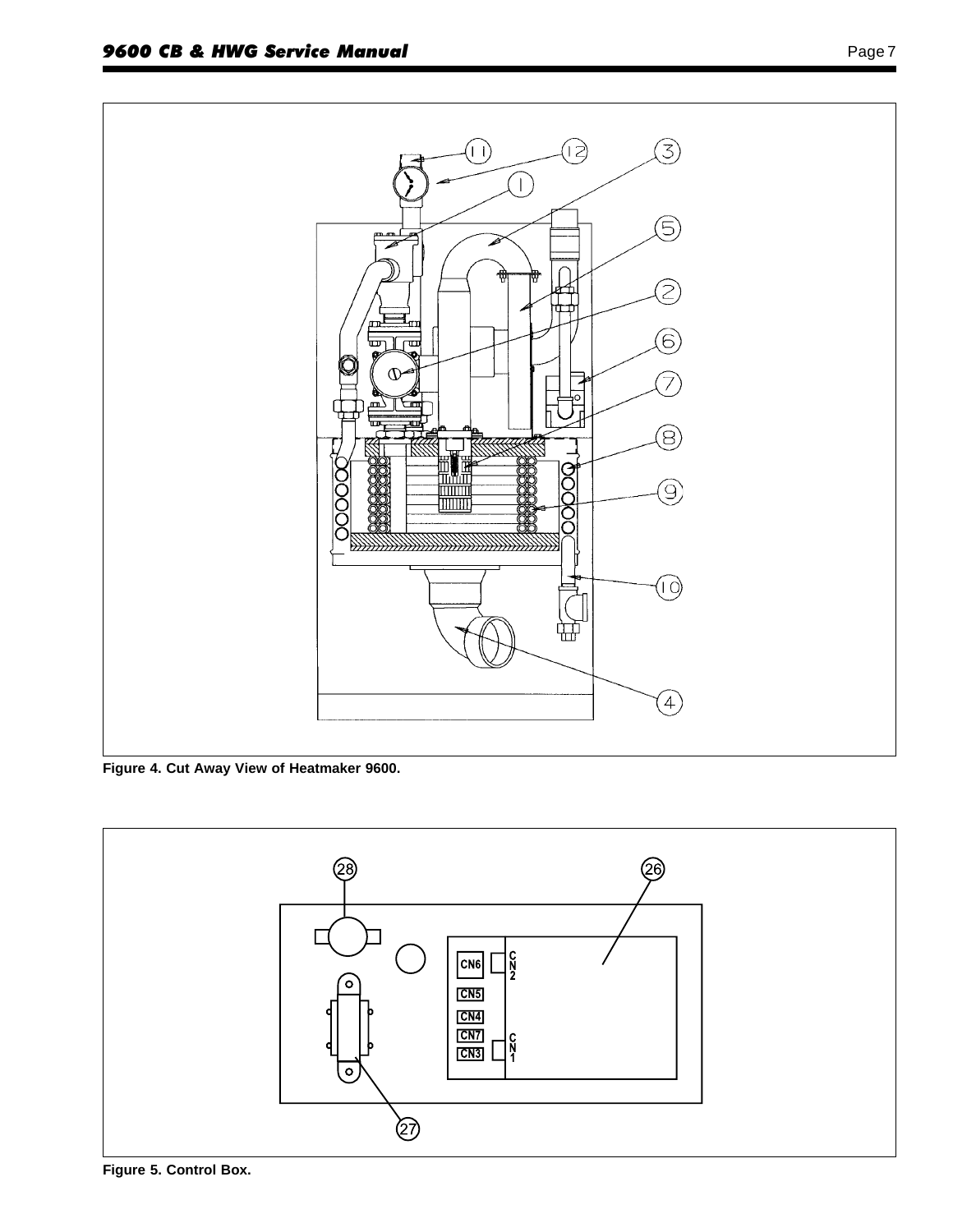1
2
3
4
5
6
7
8
9
10
11
12

**Figure 4. Cut Away View of Heatmaker 9600.**

28
26
CN6
CN5
CN4
CN7
CN3
CN2
CN1
27

**Figure 5. Control Box.**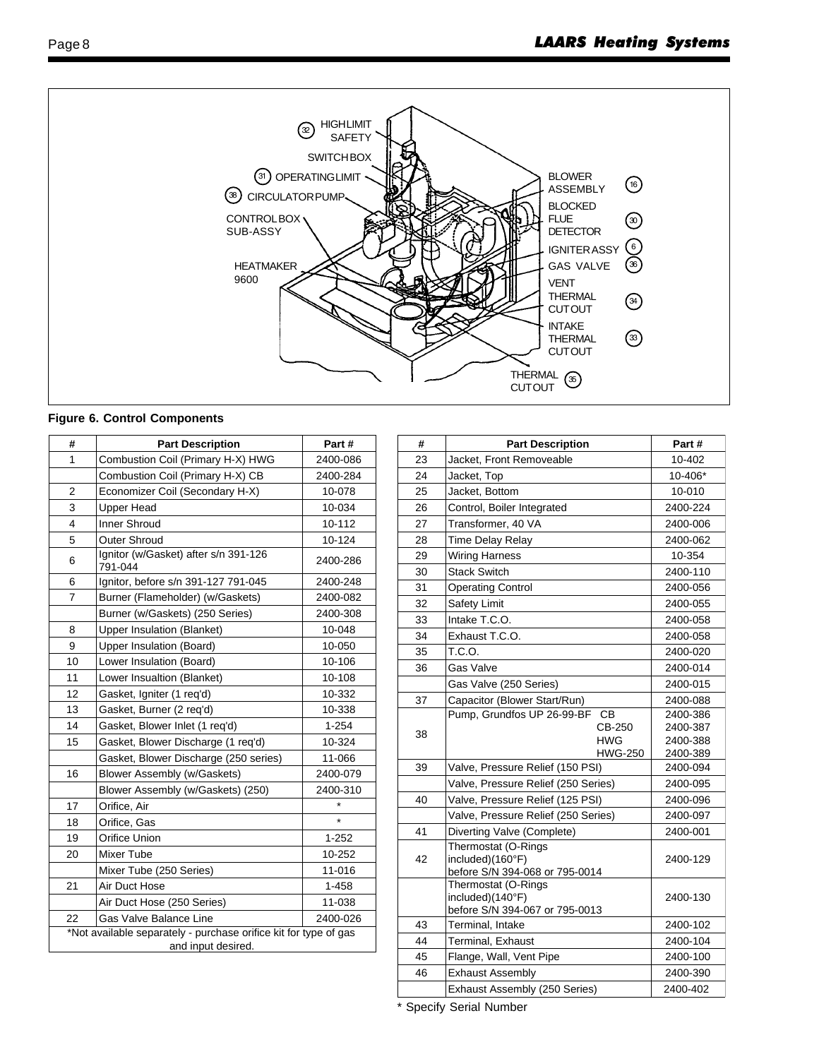32 HIGH LIMIT SAFETY

SWITCH BOX

31 OPERATING LIMIT

38 CIRCULATOR PUMP

CONTROL BOX SUB-ASSY

HEATMAKER 9600

BLOWER ASSEMBLY 16

BLOCKED FLUE DETECTOR 30

IGNITER ASSY 6

GAS VALVE 36

VENT THERMAL CUTOUT 34

INTAKE THERMAL CUTOUT 33

THERMAL CUTOUT 35

**Figure 6. Control Components**

| # | Part Description | Part # |
|---|---|---|
| 1 | Combustion Coil (Primary H-X) HWG | 2400-086 |
| | Combustion Coil (Primary H-X) CB | 2400-284 |
| 2 | Economizer Coil (Secondary H-X) | 10-078 |
| 3 | Upper Head | 10-034 |
| 4 | Inner Shroud | 10-112 |
| 5 | Outer Shroud | 10-124 |
| 6 | Ignitor (w/Gasket) after s/n 391-126 791-044 | 2400-286 |
| 6 | Ignitor, before s/n 391-127 791-045 | 2400-248 |
| 7 | Burner (Flameholder) (w/Gaskets) | 2400-082 |
| | Burner (w/Gaskets) (250 Series) | 2400-308 |
| 8 | Upper Insulation (Blanket) | 10-048 |
| 9 | Upper Insulation (Board) | 10-050 |
| 10 | Lower Insulation (Board) | 10-106 |
| 11 | Lower Insualtion (Blanket) | 10-108 |
| 12 | Gasket, Igniter (1 req'd) | 10-332 |
| 13 | Gasket, Burner (2 req'd) | 10-338 |
| 14 | Gasket, Blower Inlet (1 req'd) | 1-254 |
| 15 | Gasket, Blower Discharge (1 req'd) | 10-324 |
| | Gasket, Blower Discharge (250 series) | 11-066 |
| 16 | Blower Assembly (w/Gaskets) | 2400-079 |
| | Blower Assembly (w/Gaskets) (250) | 2400-310 |
| 17 | Orifice, Air | * |
| 18 | Orifice, Gas | * |
| 19 | Orifice Union | 1-252 |
| 20 | Mixer Tube | 10-252 |
| | Mixer Tube (250 Series) | 11-016 |
| 21 | Air Duct Hose | 1-458 |
| | Air Duct Hose (250 Series) | 11-038 |
| 22 | Gas Valve Balance Line | 2400-026 |

*Not available separately - purchase orifice kit for type of gas and input desired.

| # | Part Description | Part # |
|---|---|---|
| 23 | Jacket, Front Removeable | 10-402 |
| 24 | Jacket, Top | 10-406* |
| 25 | Jacket, Bottom | 10-010 |
| 26 | Control, Boiler Integrated | 2400-224 |
| 27 | Transformer, 40 VA | 2400-006 |
| 28 | Time Delay Relay | 2400-062 |
| 29 | Wiring Harness | 10-354 |
| 30 | Stack Switch | 2400-110 |
| 31 | Operating Control | 2400-056 |
| 32 | Safety Limit | 2400-055 |
| 33 | Intake T.C.O. | 2400-058 |
| 34 | Exhaust T.C.O. | 2400-058 |
| 35 | T.C.O. | 2400-020 |
| 36 | Gas Valve | 2400-014 |
| | Gas Valve (250 Series) | 2400-015 |
| 37 | Capacitor (Blower Start/Run) | 2400-088 |
| 38 | Pump, Grundfos UP 26-99-BF CB<br>CB-250<br>HWG<br>HWG-250 | 2400-386<br>2400-387<br>2400-388<br>2400-389 |
| 39 | Valve, Pressure Relief (150 PSI) | 2400-094 |
| | Valve, Pressure Relief (250 Series) | 2400-095 |
| 40 | Valve, Pressure Relief (125 PSI) | 2400-096 |
| | Valve, Pressure Relief (250 Series) | 2400-097 |
| 41 | Diverting Valve (Complete) | 2400-001 |
| 42 | Thermostat (O-Rings included)(160°F) before S/N 394-068 or 795-0014 | 2400-129 |
| | Thermostat (O-Rings included)(140°F) before S/N 394-067 or 795-0013 | 2400-130 |
| 43 | Terminal, Intake | 2400-102 |
| 44 | Terminal, Exhaust | 2400-104 |
| 45 | Flange, Wall, Vent Pipe | 2400-100 |
| 46 | Exhaust Assembly | 2400-390 |
| | Exhaust Assembly (250 Series) | 2400-402 |

* Specify Serial Number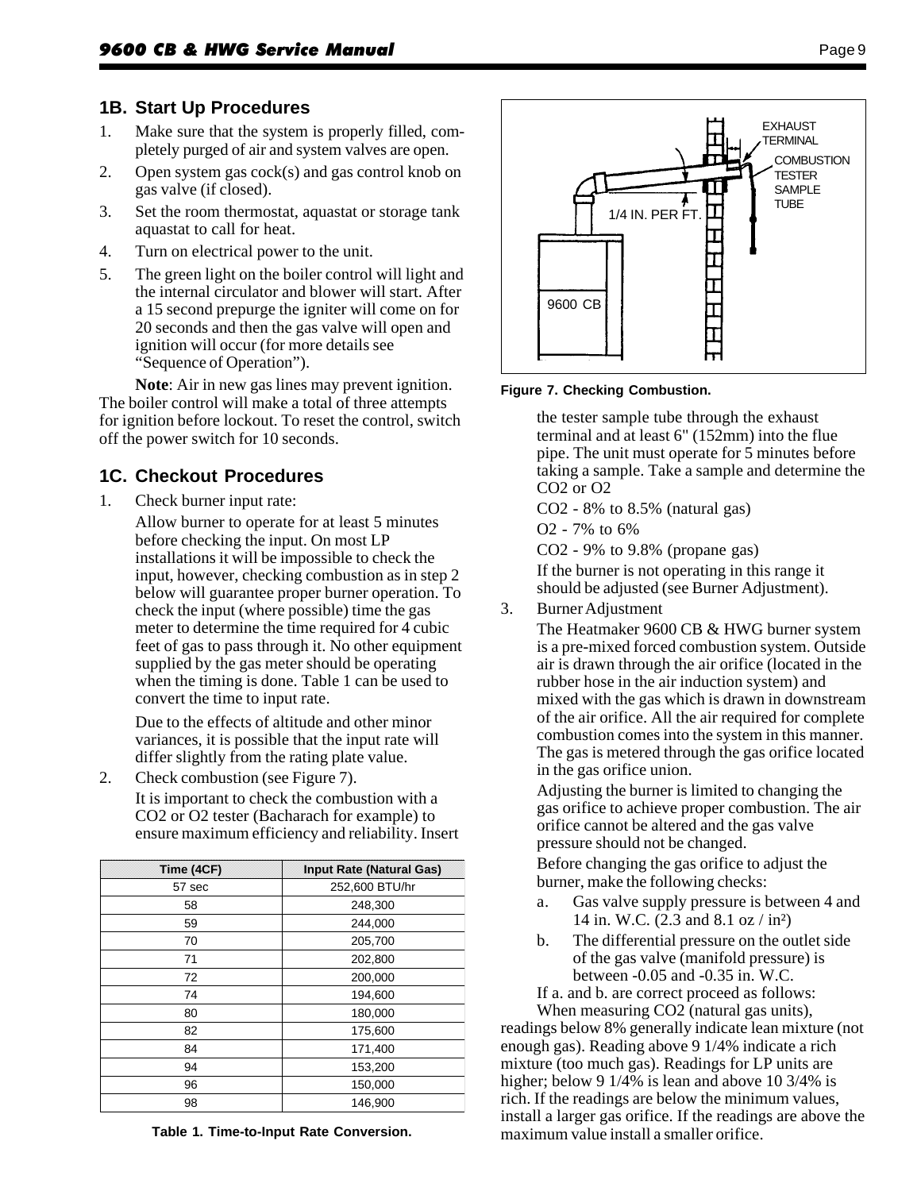## 1B. Start Up Procedures

1. Make sure that the system is properly filled, completely purged of air and system valves are open.
2. Open system gas cock(s) and gas control knob on gas valve (if closed).
3. Set the room thermostat, aquastat or storage tank aquastat to call for heat.
4. Turn on electrical power to the unit.
5. The green light on the boiler control will light and the internal circulator and blower will start. After a 15 second prepurge the igniter will come on for 20 seconds and then the gas valve will open and ignition will occur (for more details see "Sequence of Operation").

**Note**: Air in new gas lines may prevent ignition. The boiler control will make a total of three attempts for ignition before lockout. To reset the control, switch off the power switch for 10 seconds.

## 1C. Checkout Procedures

1. Check burner input rate:

   Allow burner to operate for at least 5 minutes before checking the input. On most LP installations it will be impossible to check the input, however, checking combustion as in step 2 below will guarantee proper burner operation. To check the input (where possible) time the gas meter to determine the time required for 4 cubic feet of gas to pass through it. No other equipment supplied by the gas meter should be operating when the timing is done. Table 1 can be used to convert the time to input rate.

   Due to the effects of altitude and other minor variances, it is possible that the input rate will differ slightly from the rating plate value.

2. Check combustion (see Figure 7).

   It is important to check the combustion with a $CO_2$ or $O_2$ tester (Bacharach for example) to ensure maximum efficiency and reliability. Insert the tester sample tube through the exhaust terminal and at least 6" (152mm) into the flue pipe. The unit must operate for 5 minutes before taking a sample. Take a sample and determine the $CO_2$ or $O_2$

   $CO_2$ - 8% to 8.5% (natural gas)

   $O_2$ - 7% to 6%

   $CO_2$ - 9% to 9.8% (propane gas)

   If the burner is not operating in this range it should be adjusted (see Burner Adjustment).

| Time (4CF) | Input Rate (Natural Gas) |
|---|---|
| 57 sec | 252,600 BTU/hr |
| 58 | 248,300 |
| 59 | 244,000 |
| 70 | 205,700 |
| 71 | 202,800 |
| 72 | 200,000 |
| 74 | 194,600 |
| 80 | 180,000 |
| 82 | 175,600 |
| 84 | 171,400 |
| 94 | 153,200 |
| 96 | 150,000 |
| 98 | 146,900 |

**Table 1. Time-to-Input Rate Conversion.**

EXHAUST TERMINAL

COMBUSTION TESTER SAMPLE TUBE

1/4 IN. PER FT.

9600 CB

**Figure 7. Checking Combustion.**

3. Burner Adjustment

   The Heatmaker 9600 CB & HWG burner system is a pre-mixed forced combustion system. Outside air is drawn through the air orifice (located in the rubber hose in the air induction system) and mixed with the gas which is drawn in downstream of the air orifice. All the air required for complete combustion comes into the system in this manner. The gas is metered through the gas orifice located in the gas orifice union.

   Adjusting the burner is limited to changing the gas orifice to achieve proper combustion. The air orifice cannot be altered and the gas valve pressure should not be changed.

   Before changing the gas orifice to adjust the burner, make the following checks:

   a. Gas valve supply pressure is between 4 and 14 in. W.C. (2.3 and 8.1 oz / in²)

   b. The differential pressure on the outlet side of the gas valve (manifold pressure) is between -0.05 and -0.35 in. W.C.

   If a. and b. are correct proceed as follows:

   When measuring $CO_2$ (natural gas units), readings below 8% generally indicate lean mixture (not enough gas). Reading above 9 1/4% indicate a rich mixture (too much gas). Readings for LP units are higher; below 9 1/4% is lean and above 10 3/4% is rich. If the readings are below the minimum values, install a larger gas orifice. If the readings are above the maximum value install a smaller orifice.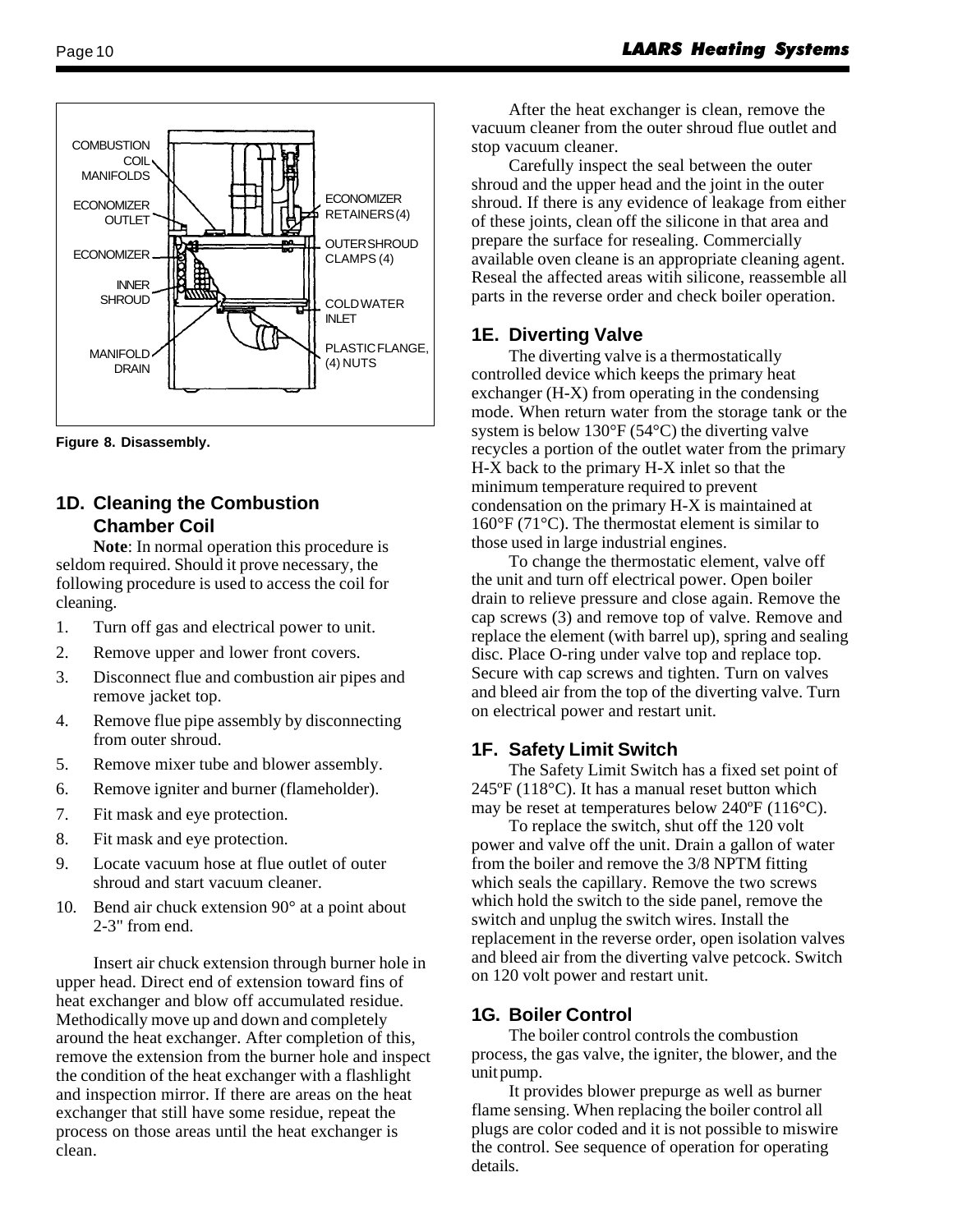COMBUSTION COIL MANIFOLDS

ECONOMIZER OUTLET

ECONOMIZER

INNER SHROUD

MANIFOLD DRAIN

ECONOMIZER RETAINERS (4)

OUTER SHROUD CLAMPS (4)

COLD WATER INLET

PLASTIC FLANGE, (4) NUTS

**Figure 8. Disassembly.**

## 1D. Cleaning the Combustion Chamber Coil

**Note**: In normal operation this procedure is seldom required. Should it prove necessary, the following procedure is used to access the coil for cleaning.

1. Turn off gas and electrical power to unit.
2. Remove upper and lower front covers.
3. Disconnect flue and combustion air pipes and remove jacket top.
4. Remove flue pipe assembly by disconnecting from outer shroud.
5. Remove mixer tube and blower assembly.
6. Remove igniter and burner (flameholder).
7. Fit mask and eye protection.
8. Fit mask and eye protection.
9. Locate vacuum hose at flue outlet of outer shroud and start vacuum cleaner.
10. Bend air chuck extension 90° at a point about 2-3" from end.

Insert air chuck extension through burner hole in upper head. Direct end of extension toward fins of heat exchanger and blow off accumulated residue. Methodically move up and down and completely around the heat exchanger. After completion of this, remove the extension from the burner hole and inspect the condition of the heat exchanger with a flashlight and inspection mirror. If there are areas on the heat exchanger that still have some residue, repeat the process on those areas until the heat exchanger is clean.

After the heat exchanger is clean, remove the vacuum cleaner from the outer shroud flue outlet and stop vacuum cleaner.

Carefully inspect the seal between the outer shroud and the upper head and the joint in the outer shroud. If there is any evidence of leakage from either of these joints, clean off the silicone in that area and prepare the surface for resealing. Commercially available oven cleane is an appropriate cleaning agent. Reseal the affected areas witih silicone, reassemble all parts in the reverse order and check boiler operation.

## 1E. Diverting Valve

The diverting valve is a thermostatically controlled device which keeps the primary heat exchanger (H-X) from operating in the condensing mode. When return water from the storage tank or the system is below 130°F (54°C) the diverting valve recycles a portion of the outlet water from the primary H-X back to the primary H-X inlet so that the minimum temperature required to prevent condensation on the primary H-X is maintained at 160°F (71°C). The thermostat element is similar to those used in large industrial engines.

To change the thermostatic element, valve off the unit and turn off electrical power. Open boiler drain to relieve pressure and close again. Remove the cap screws (3) and remove top of valve. Remove and replace the element (with barrel up), spring and sealing disc. Place O-ring under valve top and replace top. Secure with cap screws and tighten. Turn on valves and bleed air from the top of the diverting valve. Turn on electrical power and restart unit.

## 1F. Safety Limit Switch

The Safety Limit Switch has a fixed set point of 245ºF (118°C). It has a manual reset button which may be reset at temperatures below 240ºF (116°C).

To replace the switch, shut off the 120 volt power and valve off the unit. Drain a gallon of water from the boiler and remove the 3/8 NPTM fitting which seals the capillary. Remove the two screws which hold the switch to the side panel, remove the switch and unplug the switch wires. Install the replacement in the reverse order, open isolation valves and bleed air from the diverting valve petcock. Switch on 120 volt power and restart unit.

## 1G. Boiler Control

The boiler control controls the combustion process, the gas valve, the igniter, the blower, and the unit pump.

It provides blower prepurge as well as burner flame sensing. When replacing the boiler control all plugs are color coded and it is not possible to miswire the control. See sequence of operation for operating details.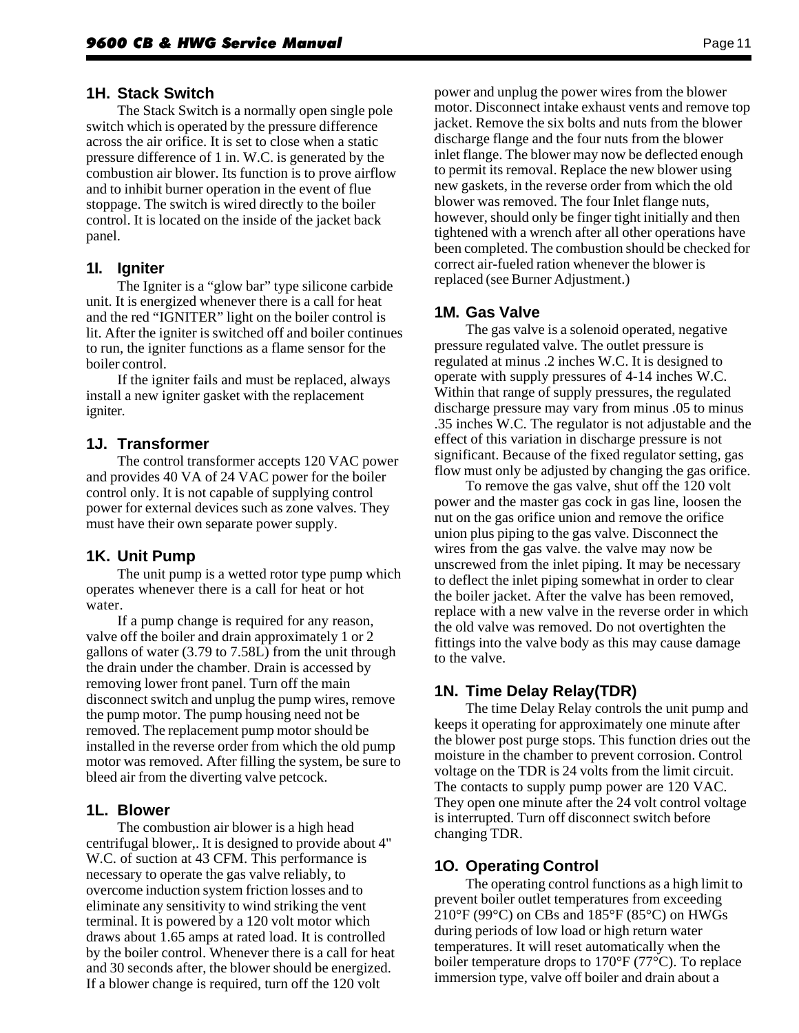## 1H. Stack Switch

The Stack Switch is a normally open single pole switch which is operated by the pressure difference across the air orifice. It is set to close when a static pressure difference of 1 in. W.C. is generated by the combustion air blower. Its function is to prove airflow and to inhibit burner operation in the event of flue stoppage. The switch is wired directly to the boiler control. It is located on the inside of the jacket back panel.

## 1I. Igniter

The Igniter is a "glow bar" type silicone carbide unit. It is energized whenever there is a call for heat and the red "IGNITER" light on the boiler control is lit. After the igniter is switched off and boiler continues to run, the igniter functions as a flame sensor for the boiler control.

If the igniter fails and must be replaced, always install a new igniter gasket with the replacement igniter.

## 1J. Transformer

The control transformer accepts 120 VAC power and provides 40 VA of 24 VAC power for the boiler control only. It is not capable of supplying control power for external devices such as zone valves. They must have their own separate power supply.

## 1K. Unit Pump

The unit pump is a wetted rotor type pump which operates whenever there is a call for heat or hot water.

If a pump change is required for any reason, valve off the boiler and drain approximately 1 or 2 gallons of water (3.79 to 7.58L) from the unit through the drain under the chamber. Drain is accessed by removing lower front panel. Turn off the main disconnect switch and unplug the pump wires, remove the pump motor. The pump housing need not be removed. The replacement pump motor should be installed in the reverse order from which the old pump motor was removed. After filling the system, be sure to bleed air from the diverting valve petcock.

## 1L. Blower

The combustion air blower is a high head centrifugal blower,. It is designed to provide about 4" W.C. of suction at 43 CFM. This performance is necessary to operate the gas valve reliably, to overcome induction system friction losses and to eliminate any sensitivity to wind striking the vent terminal. It is powered by a 120 volt motor which draws about 1.65 amps at rated load. It is controlled by the boiler control. Whenever there is a call for heat and 30 seconds after, the blower should be energized. If a blower change is required, turn off the 120 volt power and unplug the power wires from the blower motor. Disconnect intake exhaust vents and remove top jacket. Remove the six bolts and nuts from the blower discharge flange and the four nuts from the blower inlet flange. The blower may now be deflected enough to permit its removal. Replace the new blower using new gaskets, in the reverse order from which the old blower was removed. The four Inlet flange nuts, however, should only be finger tight initially and then tightened with a wrench after all other operations have been completed. The combustion should be checked for correct air-fueled ration whenever the blower is replaced (see Burner Adjustment.)

## 1M. Gas Valve

The gas valve is a solenoid operated, negative pressure regulated valve. The outlet pressure is regulated at minus .2 inches W.C. It is designed to operate with supply pressures of 4-14 inches W.C. Within that range of supply pressures, the regulated discharge pressure may vary from minus .05 to minus .35 inches W.C. The regulator is not adjustable and the effect of this variation in discharge pressure is not significant. Because of the fixed regulator setting, gas flow must only be adjusted by changing the gas orifice.

To remove the gas valve, shut off the 120 volt power and the master gas cock in gas line, loosen the nut on the gas orifice union and remove the orifice union plus piping to the gas valve. Disconnect the wires from the gas valve. the valve may now be unscrewed from the inlet piping. It may be necessary to deflect the inlet piping somewhat in order to clear the boiler jacket. After the valve has been removed, replace with a new valve in the reverse order in which the old valve was removed. Do not overtighten the fittings into the valve body as this may cause damage to the valve.

## 1N. Time Delay Relay(TDR)

The time Delay Relay controls the unit pump and keeps it operating for approximately one minute after the blower post purge stops. This function dries out the moisture in the chamber to prevent corrosion. Control voltage on the TDR is 24 volts from the limit circuit. The contacts to supply pump power are 120 VAC. They open one minute after the 24 volt control voltage is interrupted. Turn off disconnect switch before changing TDR.

## 1O. Operating Control

The operating control functions as a high limit to prevent boiler outlet temperatures from exceeding 210°F (99°C) on CBs and 185°F (85°C) on HWGs during periods of low load or high return water temperatures. It will reset automatically when the boiler temperature drops to 170°F (77°C). To replace immersion type, valve off boiler and drain about a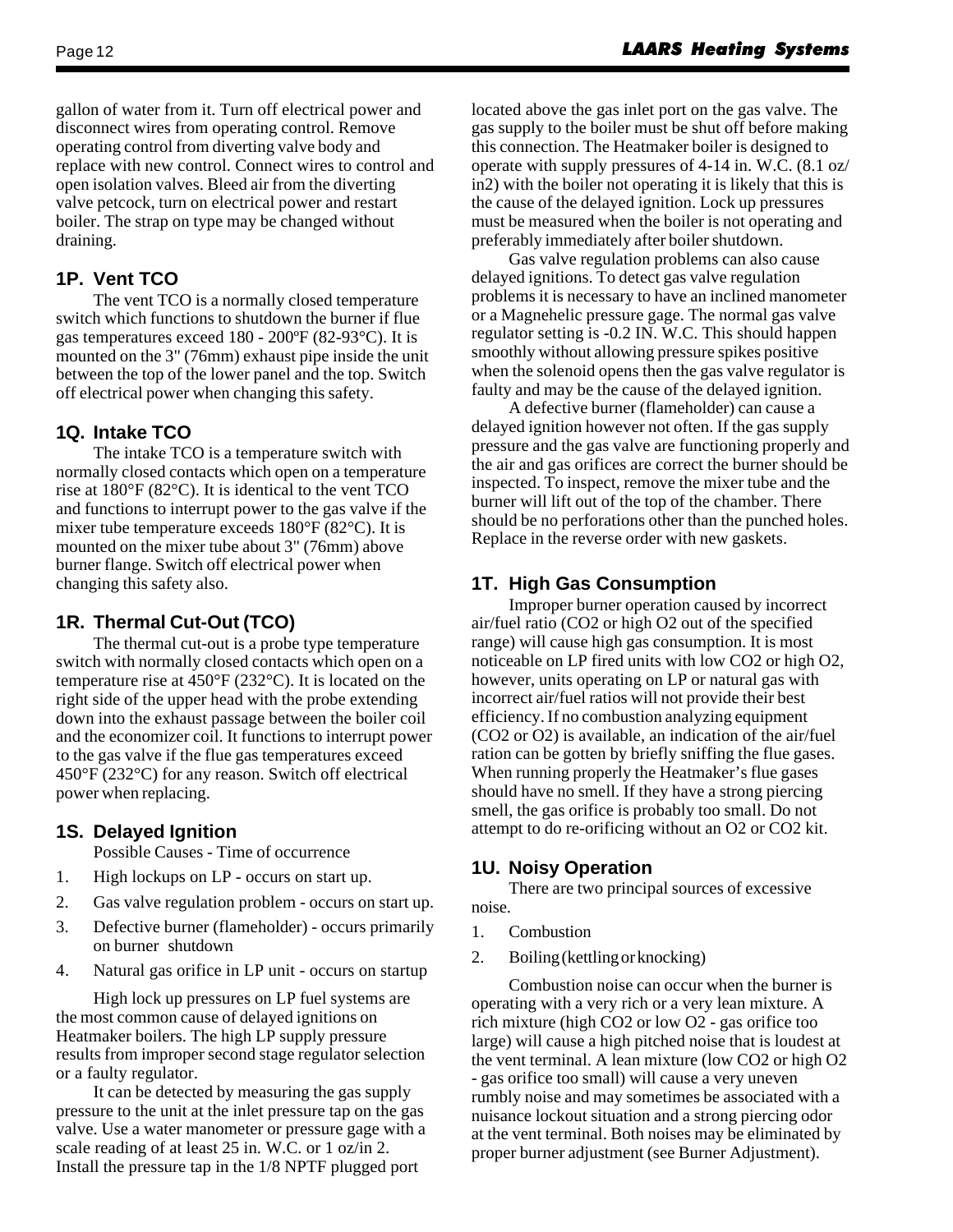gallon of water from it. Turn off electrical power and disconnect wires from operating control. Remove operating control from diverting valve body and replace with new control. Connect wires to control and open isolation valves. Bleed air from the diverting valve petcock, turn on electrical power and restart boiler. The strap on type may be changed without draining.

### 1P. Vent TCO

The vent TCO is a normally closed temperature switch which functions to shutdown the burner if flue gas temperatures exceed 180 - 200ºF (82-93°C). It is mounted on the 3" (76mm) exhaust pipe inside the unit between the top of the lower panel and the top. Switch off electrical power when changing this safety.

### 1Q. Intake TCO

The intake TCO is a temperature switch with normally closed contacts which open on a temperature rise at 180°F (82°C). It is identical to the vent TCO and functions to interrupt power to the gas valve if the mixer tube temperature exceeds 180°F (82°C). It is mounted on the mixer tube about 3" (76mm) above burner flange. Switch off electrical power when changing this safety also.

### 1R. Thermal Cut-Out (TCO)

The thermal cut-out is a probe type temperature switch with normally closed contacts which open on a temperature rise at 450°F (232°C). It is located on the right side of the upper head with the probe extending down into the exhaust passage between the boiler coil and the economizer coil. It functions to interrupt power to the gas valve if the flue gas temperatures exceed 450°F (232°C) for any reason. Switch off electrical power when replacing.

### 1S. Delayed Ignition

Possible Causes - Time of occurrence

1. High lockups on LP - occurs on start up.
2. Gas valve regulation problem - occurs on start up.
3. Defective burner (flameholder) - occurs primarily on burner shutdown
4. Natural gas orifice in LP unit - occurs on startup

High lock up pressures on LP fuel systems are the most common cause of delayed ignitions on Heatmaker boilers. The high LP supply pressure results from improper second stage regulator selection or a faulty regulator.

It can be detected by measuring the gas supply pressure to the unit at the inlet pressure tap on the gas valve. Use a water manometer or pressure gage with a scale reading of at least 25 in. W.C. or 1 oz/in 2. Install the pressure tap in the 1/8 NPTF plugged port located above the gas inlet port on the gas valve. The gas supply to the boiler must be shut off before making this connection. The Heatmaker boiler is designed to operate with supply pressures of 4-14 in. W.C. (8.1 oz/in2) with the boiler not operating it is likely that this is the cause of the delayed ignition. Lock up pressures must be measured when the boiler is not operating and preferably immediately after boiler shutdown.

Gas valve regulation problems can also cause delayed ignitions. To detect gas valve regulation problems it is necessary to have an inclined manometer or a Magnehelic pressure gage. The normal gas valve regulator setting is -0.2 IN. W.C. This should happen smoothly without allowing pressure spikes positive when the solenoid opens then the gas valve regulator is faulty and may be the cause of the delayed ignition.

A defective burner (flameholder) can cause a delayed ignition however not often. If the gas supply pressure and the gas valve are functioning properly and the air and gas orifices are correct the burner should be inspected. To inspect, remove the mixer tube and the burner will lift out of the top of the chamber. There should be no perforations other than the punched holes. Replace in the reverse order with new gaskets.

### 1T. High Gas Consumption

Improper burner operation caused by incorrect air/fuel ratio ($CO_2$ or high $O_2$ out of the specified range) will cause high gas consumption. It is most noticeable on LP fired units with low $CO_2$ or high $O_2$, however, units operating on LP or natural gas with incorrect air/fuel ratios will not provide their best efficiency. If no combustion analyzing equipment ($CO_2$ or $O_2$) is available, an indication of the air/fuel ration can be gotten by briefly sniffing the flue gases. When running properly the Heatmaker's flue gases should have no smell. If they have a strong piercing smell, the gas orifice is probably too small. Do not attempt to do re-orificing without an $O_2$ or $CO_2$ kit.

### 1U. Noisy Operation

There are two principal sources of excessive noise.

1. Combustion
2. Boiling (kettling or knocking)

Combustion noise can occur when the burner is operating with a very rich or a very lean mixture. A rich mixture (high $CO_2$ or low $O_2$ - gas orifice too large) will cause a high pitched noise that is loudest at the vent terminal. A lean mixture (low $CO_2$ or high $O_2$ - gas orifice too small) will cause a very uneven rumbly noise and may sometimes be associated with a nuisance lockout situation and a strong piercing odor at the vent terminal. Both noises may be eliminated by proper burner adjustment (see Burner Adjustment).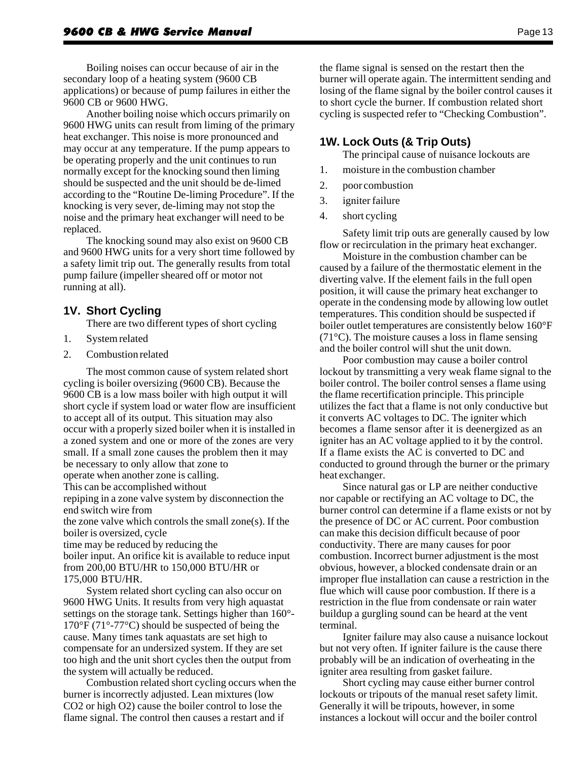Boiling noises can occur because of air in the secondary loop of a heating system (9600 CB applications) or because of pump failures in either the 9600 CB or 9600 HWG.

Another boiling noise which occurs primarily on 9600 HWG units can result from liming of the primary heat exchanger. This noise is more pronounced and may occur at any temperature. If the pump appears to be operating properly and the unit continues to run normally except for the knocking sound then liming should be suspected and the unit should be de-limed according to the "Routine De-liming Procedure". If the knocking is very sever, de-liming may not stop the noise and the primary heat exchanger will need to be replaced.

The knocking sound may also exist on 9600 CB and 9600 HWG units for a very short time followed by a safety limit trip out. The generally results from total pump failure (impeller sheared off or motor not running at all).

## 1V. Short Cycling

There are two different types of short cycling

1. System related
2. Combustion related

The most common cause of system related short cycling is boiler oversizing (9600 CB). Because the 9600 CB is a low mass boiler with high output it will short cycle if system load or water flow are insufficient to accept all of its output. This situation may also occur with a properly sized boiler when it is installed in a zoned system and one or more of the zones are very small. If a small zone causes the problem then it may be necessary to only allow that zone to operate when another zone is calling. This can be accomplished without repiping in a zone valve system by disconnection the end switch wire from the zone valve which controls the small zone(s). If the boiler is oversized, cycle time may be reduced by reducing the boiler input. An orifice kit is available to reduce input from 200,00 BTU/HR to 150,000 BTU/HR or 175,000 BTU/HR.

System related short cycling can also occur on 9600 HWG Units. It results from very high aquastat settings on the storage tank. Settings higher than 160°-170°F (71°-77°C) should be suspected of being the cause. Many times tank aquastats are set high to compensate for an undersized system. If they are set too high and the unit short cycles then the output from the system will actually be reduced.

Combustion related short cycling occurs when the burner is incorrectly adjusted. Lean mixtures (low $CO_2$ or high $O_2$) cause the boiler control to lose the flame signal. The control then causes a restart and if the flame signal is sensed on the restart then the burner will operate again. The intermittent sending and losing of the flame signal by the boiler control causes it to short cycle the burner. If combustion related short cycling is suspected refer to "Checking Combustion".

## 1W. Lock Outs (& Trip Outs)

The principal cause of nuisance lockouts are

1. moisture in the combustion chamber
2. poor combustion
3. igniter failure
4. short cycling

Safety limit trip outs are generally caused by low flow or recirculation in the primary heat exchanger.

Moisture in the combustion chamber can be caused by a failure of the thermostatic element in the diverting valve. If the element fails in the full open position, it will cause the primary heat exchanger to operate in the condensing mode by allowing low outlet temperatures. This condition should be suspected if boiler outlet temperatures are consistently below 160°F (71°C). The moisture causes a loss in flame sensing and the boiler control will shut the unit down.

Poor combustion may cause a boiler control lockout by transmitting a very weak flame signal to the boiler control. The boiler control senses a flame using the flame recertification principle. This principle utilizes the fact that a flame is not only conductive but it converts AC voltages to DC. The igniter which becomes a flame sensor after it is deenergized as an igniter has an AC voltage applied to it by the control. If a flame exists the AC is converted to DC and conducted to ground through the burner or the primary heat exchanger.

Since natural gas or LP are neither conductive nor capable or rectifying an AC voltage to DC, the burner control can determine if a flame exists or not by the presence of DC or AC current. Poor combustion can make this decision difficult because of poor conductivity. There are many causes for poor combustion. Incorrect burner adjustment is the most obvious, however, a blocked condensate drain or an improper flue installation can cause a restriction in the flue which will cause poor combustion. If there is a restriction in the flue from condensate or rain water buildup a gurgling sound can be heard at the vent terminal.

Igniter failure may also cause a nuisance lockout but not very often. If igniter failure is the cause there probably will be an indication of overheating in the igniter area resulting from gasket failure.

Short cycling may cause either burner control lockouts or tripouts of the manual reset safety limit. Generally it will be tripouts, however, in some instances a lockout will occur and the boiler control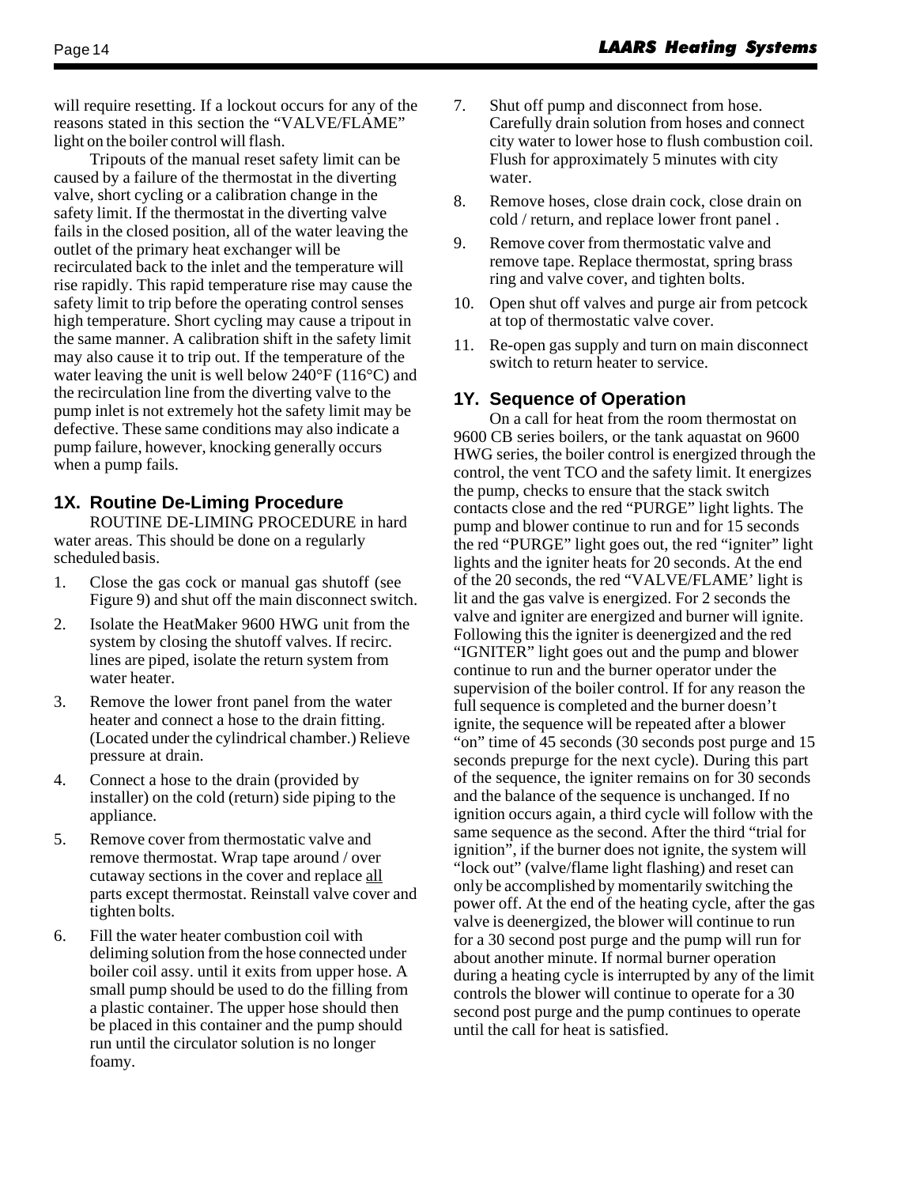will require resetting. If a lockout occurs for any of the reasons stated in this section the “VALVE/FLAME” light on the boiler control will flash.

Tripouts of the manual reset safety limit can be caused by a failure of the thermostat in the diverting valve, short cycling or a calibration change in the safety limit. If the thermostat in the diverting valve fails in the closed position, all of the water leaving the outlet of the primary heat exchanger will be recirculated back to the inlet and the temperature will rise rapidly. This rapid temperature rise may cause the safety limit to trip before the operating control senses high temperature. Short cycling may cause a tripout in the same manner. A calibration shift in the safety limit may also cause it to trip out. If the temperature of the water leaving the unit is well below 240°F (116°C) and the recirculation line from the diverting valve to the pump inlet is not extremely hot the safety limit may be defective. These same conditions may also indicate a pump failure, however, knocking generally occurs when a pump fails.

## 1X. Routine De-Liming Procedure

ROUTINE DE-LIMING PROCEDURE in hard water areas. This should be done on a regularly scheduled basis.

1. Close the gas cock or manual gas shutoff (see Figure 9) and shut off the main disconnect switch.
2. Isolate the HeatMaker 9600 HWG unit from the system by closing the shutoff valves. If recirc. lines are piped, isolate the return system from water heater.
3. Remove the lower front panel from the water heater and connect a hose to the drain fitting. (Located under the cylindrical chamber.) Relieve pressure at drain.
4. Connect a hose to the drain (provided by installer) on the cold (return) side piping to the appliance.
5. Remove cover from thermostatic valve and remove thermostat. Wrap tape around / over cutaway sections in the cover and replace <u>all</u> parts except thermostat. Reinstall valve cover and tighten bolts.
6. Fill the water heater combustion coil with deliming solution from the hose connected under boiler coil assy. until it exits from upper hose. A small pump should be used to do the filling from a plastic container. The upper hose should then be placed in this container and the pump should run until the circulator solution is no longer foamy.
7. Shut off pump and disconnect from hose. Carefully drain solution from hoses and connect city water to lower hose to flush combustion coil. Flush for approximately 5 minutes with city water.
8. Remove hoses, close drain cock, close drain on cold / return, and replace lower front panel .
9. Remove cover from thermostatic valve and remove tape. Replace thermostat, spring brass ring and valve cover, and tighten bolts.
10. Open shut off valves and purge air from petcock at top of thermostatic valve cover.
11. Re-open gas supply and turn on main disconnect switch to return heater to service.

## 1Y. Sequence of Operation

On a call for heat from the room thermostat on 9600 CB series boilers, or the tank aquastat on 9600 HWG series, the boiler control is energized through the control, the vent TCO and the safety limit. It energizes the pump, checks to ensure that the stack switch contacts close and the red “PURGE” light lights. The pump and blower continue to run and for 15 seconds the red “PURGE” light goes out, the red “igniter” light lights and the igniter heats for 20 seconds. At the end of the 20 seconds, the red “VALVE/FLAME’ light is lit and the gas valve is energized. For 2 seconds the valve and igniter are energized and burner will ignite. Following this the igniter is deenergized and the red “IGNITER” light goes out and the pump and blower continue to run and the burner operator under the supervision of the boiler control. If for any reason the full sequence is completed and the burner doesn’t ignite, the sequence will be repeated after a blower “on” time of 45 seconds (30 seconds post purge and 15 seconds prepurge for the next cycle). During this part of the sequence, the igniter remains on for 30 seconds and the balance of the sequence is unchanged. If no ignition occurs again, a third cycle will follow with the same sequence as the second. After the third “trial for ignition”, if the burner does not ignite, the system will “lock out” (valve/flame light flashing) and reset can only be accomplished by momentarily switching the power off. At the end of the heating cycle, after the gas valve is deenergized, the blower will continue to run for a 30 second post purge and the pump will run for about another minute. If normal burner operation during a heating cycle is interrupted by any of the limit controls the blower will continue to operate for a 30 second post purge and the pump continues to operate until the call for heat is satisfied.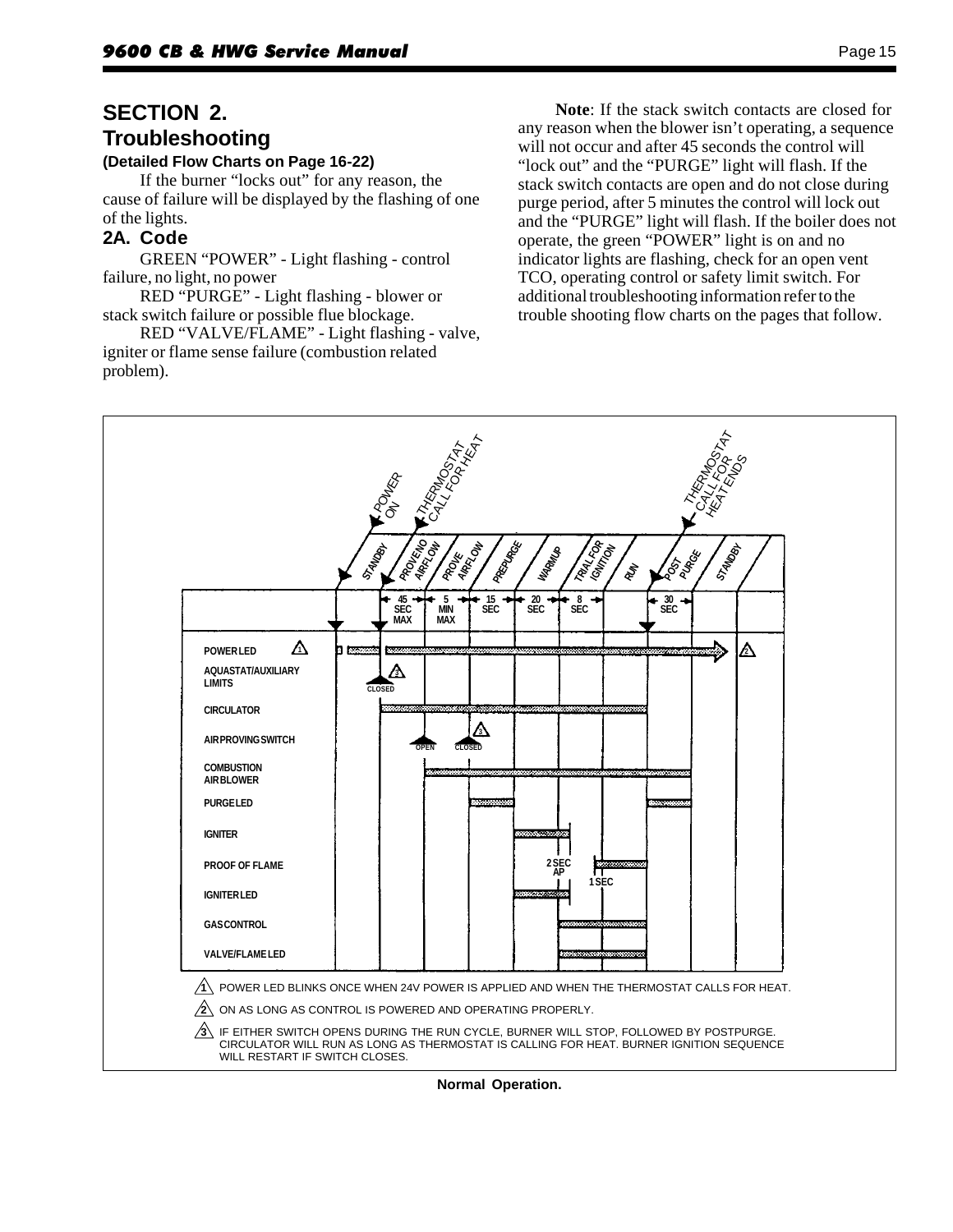# SECTION 2. Troubleshooting

**(Detailed Flow Charts on Page 16-22)**

If the burner "locks out" for any reason, the cause of failure will be displayed by the flashing of one of the lights.

## 2A. Code

GREEN "POWER" - Light flashing - control failure, no light, no power

RED "PURGE" - Light flashing - blower or stack switch failure or possible flue blockage.

RED "VALVE/FLAME" - Light flashing - valve, igniter or flame sense failure (combustion related problem).

**Note**: If the stack switch contacts are closed for any reason when the blower isn't operating, a sequence will not occur and after 45 seconds the control will "lock out" and the "PURGE" light will flash. If the stack switch contacts are open and do not close during purge period, after 5 minutes the control will lock out and the "PURGE" light will flash. If the boiler does not operate, the green "POWER" light is on and no indicator lights are flashing, check for an open vent TCO, operating control or safety limit switch. For additional troubleshooting information refer to the trouble shooting flow charts on the pages that follow.

POWER ON

THERMOSTAT CALL FOR HEAT

THERMOSTAT CALL FOR HEAT ENDS

STANDBY

PROVE NO AIRFLOW

PROVE AIRFLOW

PREPURGE

WARMUP

TRIAL FOR IGNITION

RUN

POST PURGE

STANDBY

45 SEC MAX

5 MIN MAX

15 SEC

20 SEC

8 SEC

30 SEC

POWER LED 1 2

AQUASTAT/AUXILIARY LIMITS 3

CLOSED

CIRCULATOR

AIR PROVING SWITCH 3

OPEN

CLOSED

COMBUSTION AIR BLOWER

PURGE LED

IGNITER

PROOF OF FLAME

2 SEC AP

1 SEC

IGNITER LED

GAS CONTROL

VALVE/FLAME LED

1 POWER LED BLINKS ONCE WHEN 24V POWER IS APPLIED AND WHEN THE THERMOSTAT CALLS FOR HEAT.

2 ON AS LONG AS CONTROL IS POWERED AND OPERATING PROPERLY.

3 IF EITHER SWITCH OPENS DURING THE RUN CYCLE, BURNER WILL STOP, FOLLOWED BY POSTPURGE. CIRCULATOR WILL RUN AS LONG AS THERMOSTAT IS CALLING FOR HEAT. BURNER IGNITION SEQUENCE WILL RESTART IF SWITCH CLOSES.

**Normal Operation.**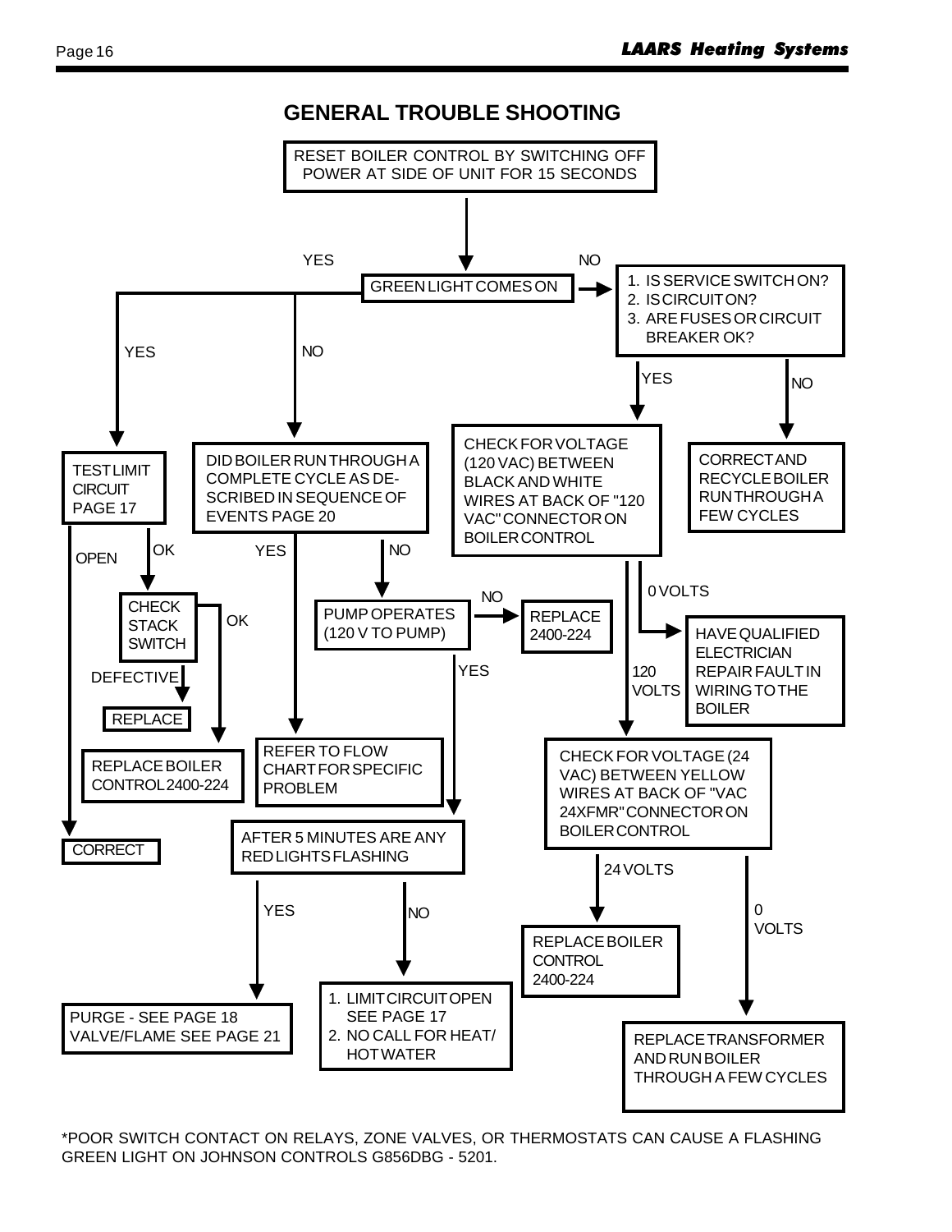## GENERAL TROUBLE SHOOTING

**RESET BOILER CONTROL BY SWITCHING OFF POWER AT SIDE OF UNIT FOR 15 SECONDS**

↓

**GREEN LIGHT COMES ON**

- **YES** (light comes on steady) → **TEST LIMIT CIRCUIT PAGE 17**
  - **OPEN** → **CORRECT**
  - **OK** → **CHECK STACK SWITCH**
    - **DEFECTIVE** → **REPLACE**
    - **OK** → **REPLACE BOILER CONTROL 2400-224**
- **YES** (light comes on), but **NO** → **DID BOILER RUN THROUGH A COMPLETE CYCLE AS DESCRIBED IN SEQUENCE OF EVENTS PAGE 20**
  - **YES** → **REFER TO FLOW CHART FOR SPECIFIC PROBLEM**
  - **NO** → **PUMP OPERATES (120 V TO PUMP)**
    - **NO** → **REPLACE 2400-224**
    - **YES** → **AFTER 5 MINUTES ARE ANY RED LIGHTS FLASHING**
      - **YES** → **PURGE - SEE PAGE 18 VALVE/FLAME SEE PAGE 21**
      - **NO** →
        1. LIMIT CIRCUIT OPEN SEE PAGE 17
        2. NO CALL FOR HEAT/ HOT WATER
- **NO** →
  1. IS SERVICE SWITCH ON?
  2. IS CIRCUIT ON?
  3. ARE FUSES OR CIRCUIT BREAKER OK?
  - **NO** → **CORRECT AND RECYCLE BOILER RUN THROUGH A FEW CYCLES**
  - **YES** → **CHECK FOR VOLTAGE (120 VAC) BETWEEN BLACK AND WHITE WIRES AT BACK OF "120 VAC" CONNECTOR ON BOILER CONTROL**
    - **0 VOLTS** → **HAVE QUALIFIED ELECTRICIAN REPAIR FAULT IN WIRING TO THE BOILER**
    - **120 VOLTS** → **CHECK FOR VOLTAGE (24 VAC) BETWEEN YELLOW WIRES AT BACK OF "VAC 24XFMR" CONNECTOR ON BOILER CONTROL**
      - **24 VOLTS** → **REPLACE BOILER CONTROL 2400-224**
      - **0 VOLTS** → **REPLACE TRANSFORMER AND RUN BOILER THROUGH A FEW CYCLES**

*POOR SWITCH CONTACT ON RELAYS, ZONE VALVES, OR THERMOSTATS CAN CAUSE A FLASHING GREEN LIGHT ON JOHNSON CONTROLS G856DBG - 5201.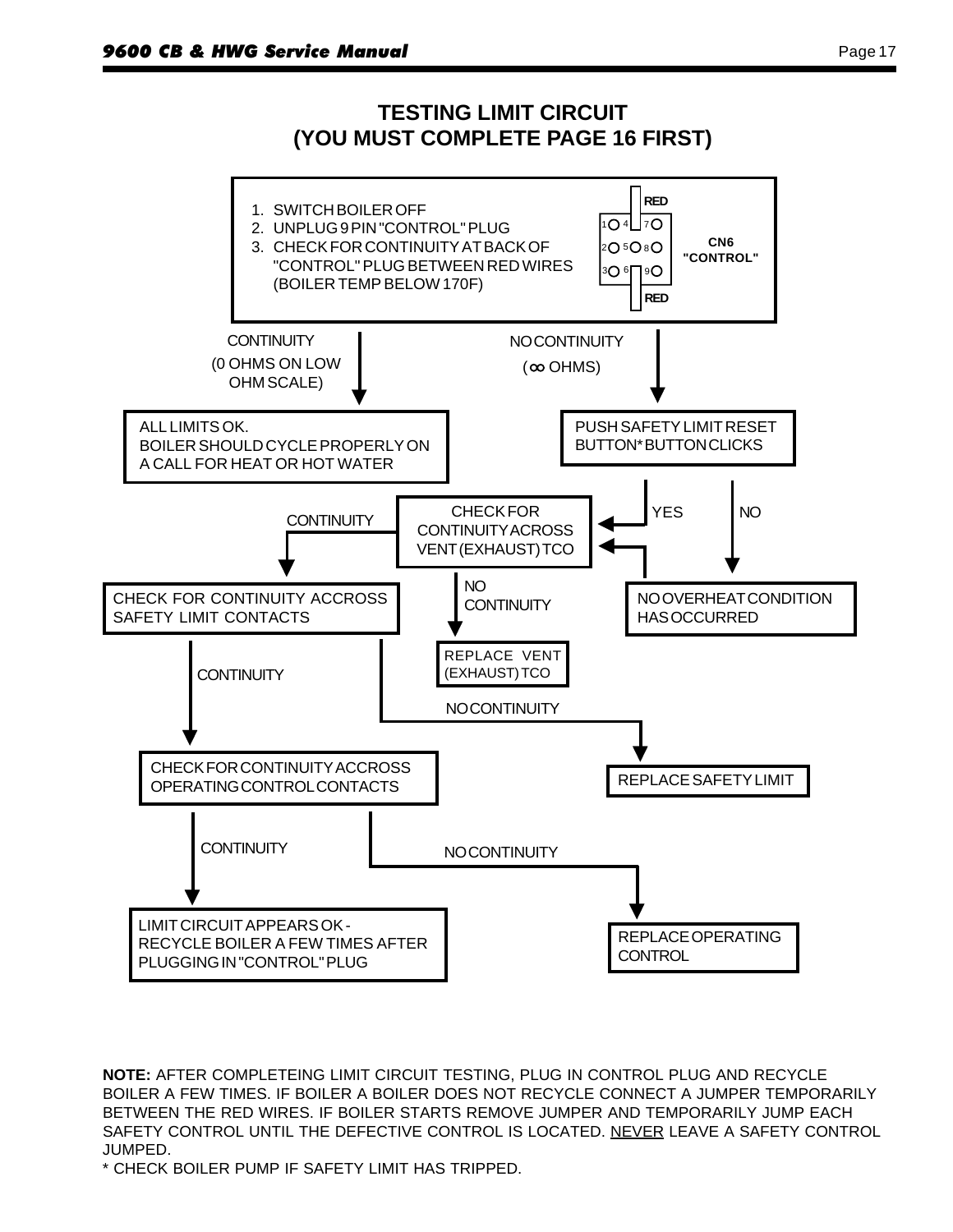# TESTING LIMIT CIRCUIT
## (YOU MUST COMPLETE PAGE 16 FIRST)

1. SWITCH BOILER OFF
2. UNPLUG 9 PIN "CONTROL" PLUG
3. CHECK FOR CONTINUITY AT BACK OF "CONTROL" PLUG BETWEEN RED WIRES (BOILER TEMP BELOW 170F)

RED

1 4 7
2 5 8
3 6 9

CN6 "CONTROL"

RED

CONTINUITY (0 OHMS ON LOW OHM SCALE)

ALL LIMITS OK. BOILER SHOULD CYCLE PROPERLY ON A CALL FOR HEAT OR HOT WATER

NO CONTINUITY ($\infty$ OHMS)

PUSH SAFETY LIMIT RESET BUTTON* BUTTON CLICKS

YES

NO

NO OVERHEAT CONDITION HAS OCCURRED

CHECK FOR CONTINUITY ACROSS VENT (EXHAUST) TCO

NO CONTINUITY

REPLACE VENT (EXHAUST) TCO

CONTINUITY

CHECK FOR CONTINUITY ACCROSS SAFETY LIMIT CONTACTS

NO CONTINUITY

REPLACE SAFETY LIMIT

CONTINUITY

CHECK FOR CONTINUITY ACCROSS OPERATING CONTROL CONTACTS

NO CONTINUITY

REPLACE OPERATING CONTROL

CONTINUITY

LIMIT CIRCUIT APPEARS OK - RECYCLE BOILER A FEW TIMES AFTER PLUGGING IN "CONTROL" PLUG

**NOTE:** AFTER COMPLETEING LIMIT CIRCUIT TESTING, PLUG IN CONTROL PLUG AND RECYCLE BOILER A FEW TIMES. IF BOILER A BOILER DOES NOT RECYCLE CONNECT A JUMPER TEMPORARILY BETWEEN THE RED WIRES. IF BOILER STARTS REMOVE JUMPER AND TEMPORARILY JUMP EACH SAFETY CONTROL UNTIL THE DEFECTIVE CONTROL IS LOCATED. <u>NEVER</u> LEAVE A SAFETY CONTROL JUMPED.

* CHECK BOILER PUMP IF SAFETY LIMIT HAS TRIPPED.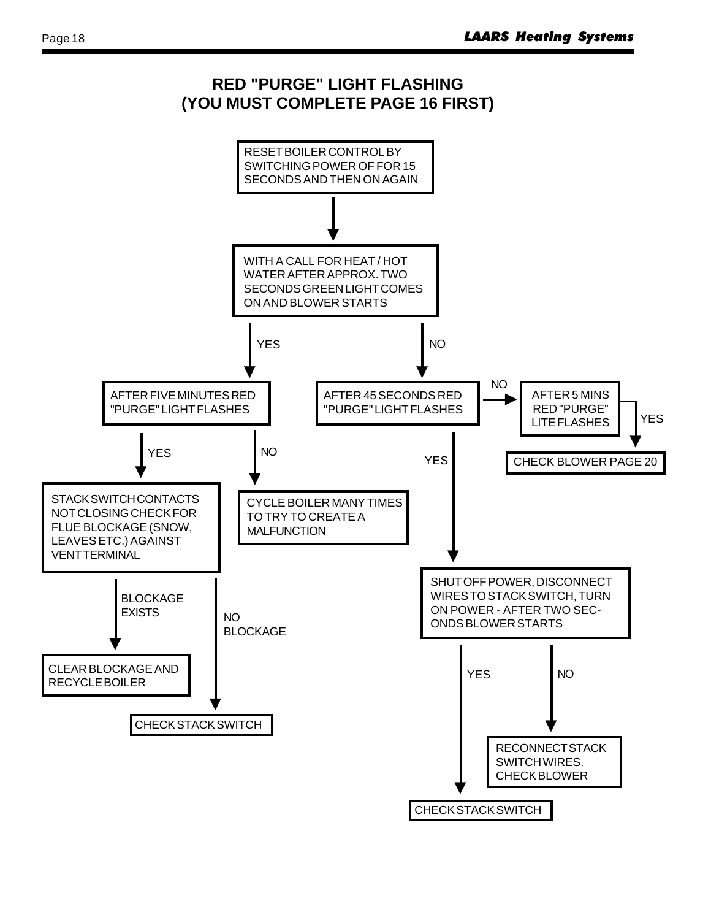# RED "PURGE" LIGHT FLASHING
# (YOU MUST COMPLETE PAGE 16 FIRST)

RESET BOILER CONTROL BY SWITCHING POWER OF FOR 15 SECONDS AND THEN ON AGAIN

WITH A CALL FOR HEAT / HOT WATER AFTER APPROX. TWO SECONDS GREEN LIGHT COMES ON AND BLOWER STARTS

YES

AFTER FIVE MINUTES RED "PURGE" LIGHT FLASHES

YES

STACK SWITCH CONTACTS NOT CLOSING CHECK FOR FLUE BLOCKAGE (SNOW, LEAVES ETC.) AGAINST VENT TERMINAL

BLOCKAGE EXISTS

CLEAR BLOCKAGE AND RECYCLE BOILER

NO BLOCKAGE

CHECK STACK SWITCH

NO

CYCLE BOILER MANY TIMES TO TRY TO CREATE A MALFUNCTION

NO

AFTER 45 SECONDS RED "PURGE" LIGHT FLASHES

NO

AFTER 5 MINS RED "PURGE" LITE FLASHES

YES

CHECK BLOWER PAGE 20

YES

SHUT OFF POWER, DISCONNECT WIRES TO STACK SWITCH, TURN ON POWER - AFTER TWO SECONDS BLOWER STARTS

YES

CHECK STACK SWITCH

NO

RECONNECT STACK SWITCH WIRES. CHECK BLOWER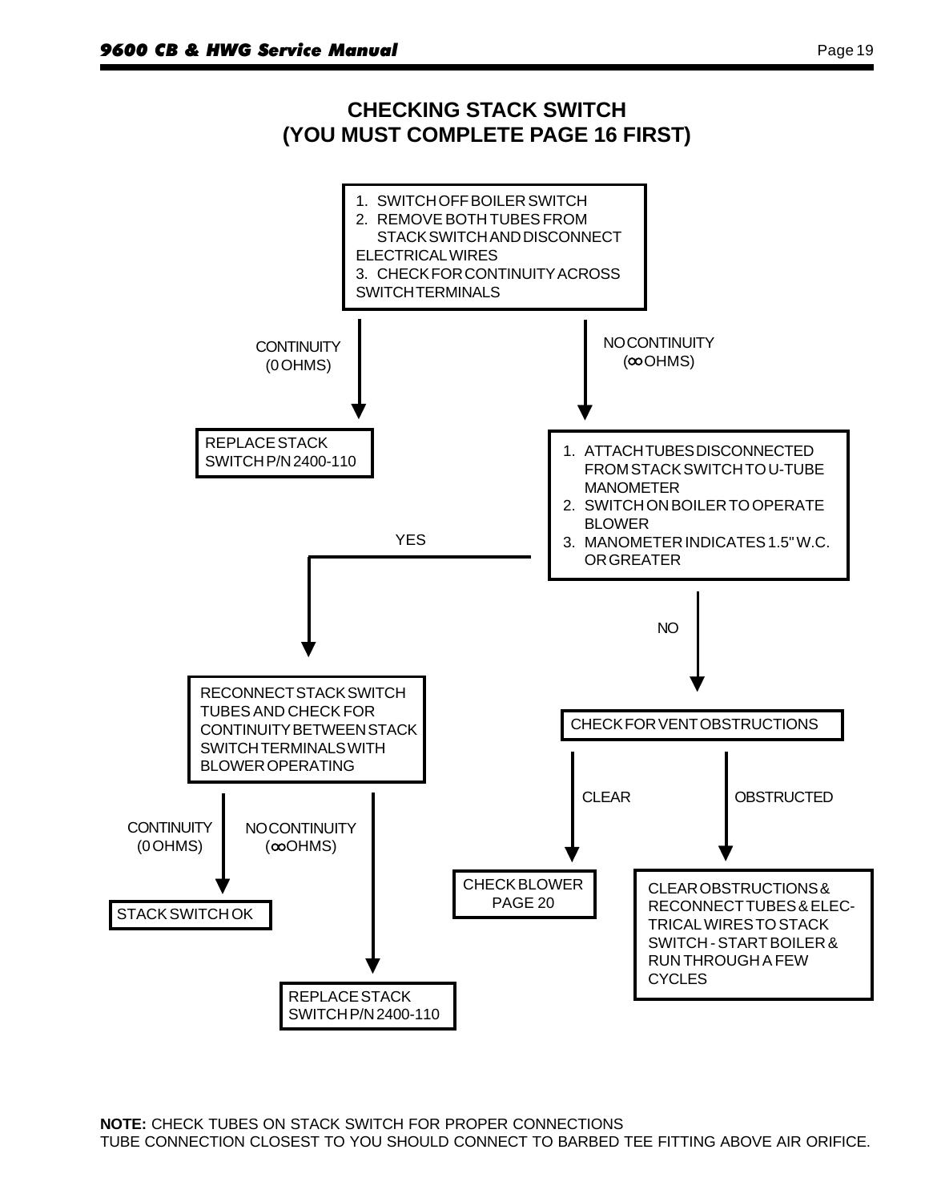## CHECKING STACK SWITCH
## (YOU MUST COMPLETE PAGE 16 FIRST)

1. SWITCH OFF BOILER SWITCH
2. REMOVE BOTH TUBES FROM STACK SWITCH AND DISCONNECT ELECTRICAL WIRES
3. CHECK FOR CONTINUITY ACROSS SWITCH TERMINALS

CONTINUITY (0 OHMS)

REPLACE STACK SWITCH P/N 2400-110

NO CONTINUITY (∞ OHMS)

1. ATTACH TUBES DISCONNECTED FROM STACK SWITCH TO U-TUBE MANOMETER
2. SWITCH ON BOILER TO OPERATE BLOWER
3. MANOMETER INDICATES 1.5" W.C. OR GREATER

YES

RECONNECT STACK SWITCH TUBES AND CHECK FOR CONTINUITY BETWEEN STACK SWITCH TERMINALS WITH BLOWER OPERATING

CONTINUITY (0 OHMS)

STACK SWITCH OK

NO CONTINUITY (∞OHMS)

REPLACE STACK SWITCH P/N 2400-110

NO

CHECK FOR VENT OBSTRUCTIONS

CLEAR

CHECK BLOWER PAGE 20

OBSTRUCTED

CLEAR OBSTRUCTIONS & RECONNECT TUBES & ELECTRICAL WIRES TO STACK SWITCH - START BOILER & RUN THROUGH A FEW CYCLES

**NOTE:** CHECK TUBES ON STACK SWITCH FOR PROPER CONNECTIONS
TUBE CONNECTION CLOSEST TO YOU SHOULD CONNECT TO BARBED TEE FITTING ABOVE AIR ORIFICE.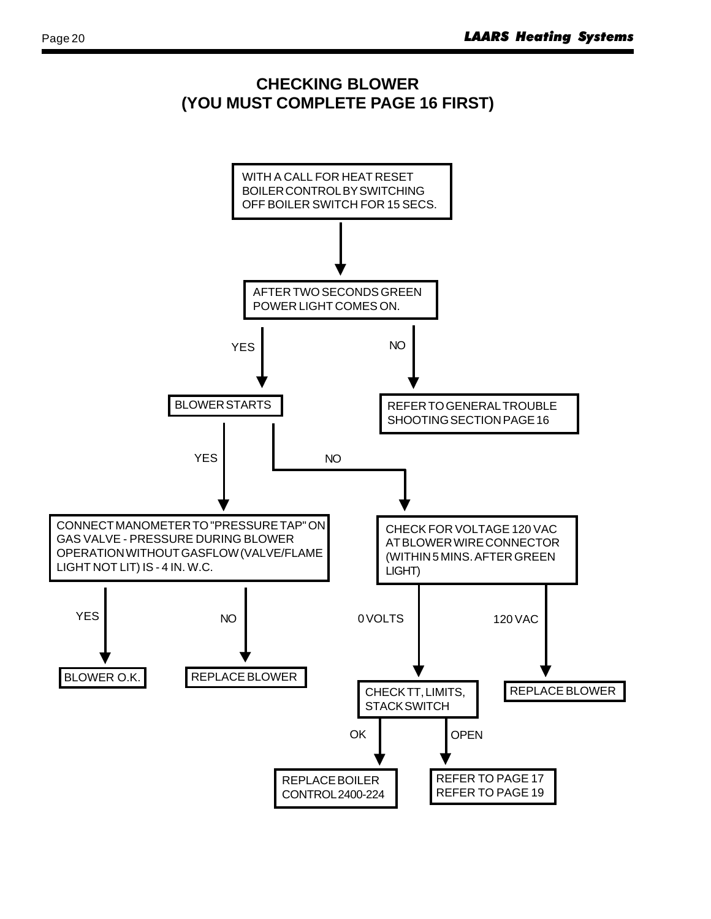# CHECKING BLOWER
# (YOU MUST COMPLETE PAGE 16 FIRST)

WITH A CALL FOR HEAT RESET BOILER CONTROL BY SWITCHING OFF BOILER SWITCH FOR 15 SECS.

AFTER TWO SECONDS GREEN POWER LIGHT COMES ON.

YES

NO

BLOWER STARTS

REFER TO GENERAL TROUBLE SHOOTING SECTION PAGE 16

YES

NO

CONNECT MANOMETER TO "PRESSURE TAP" ON GAS VALVE - PRESSURE DURING BLOWER OPERATION WITHOUT GASFLOW (VALVE/FLAME LIGHT NOT LIT) IS - 4 IN. W.C.

CHECK FOR VOLTAGE 120 VAC AT BLOWER WIRE CONNECTOR (WITHIN 5 MINS. AFTER GREEN LIGHT)

YES

NO

0 VOLTS

120 VAC

BLOWER O.K.

REPLACE BLOWER

CHECK TT, LIMITS, STACK SWITCH

REPLACE BLOWER

OK

OPEN

REPLACE BOILER CONTROL 2400-224

REFER TO PAGE 17
REFER TO PAGE 19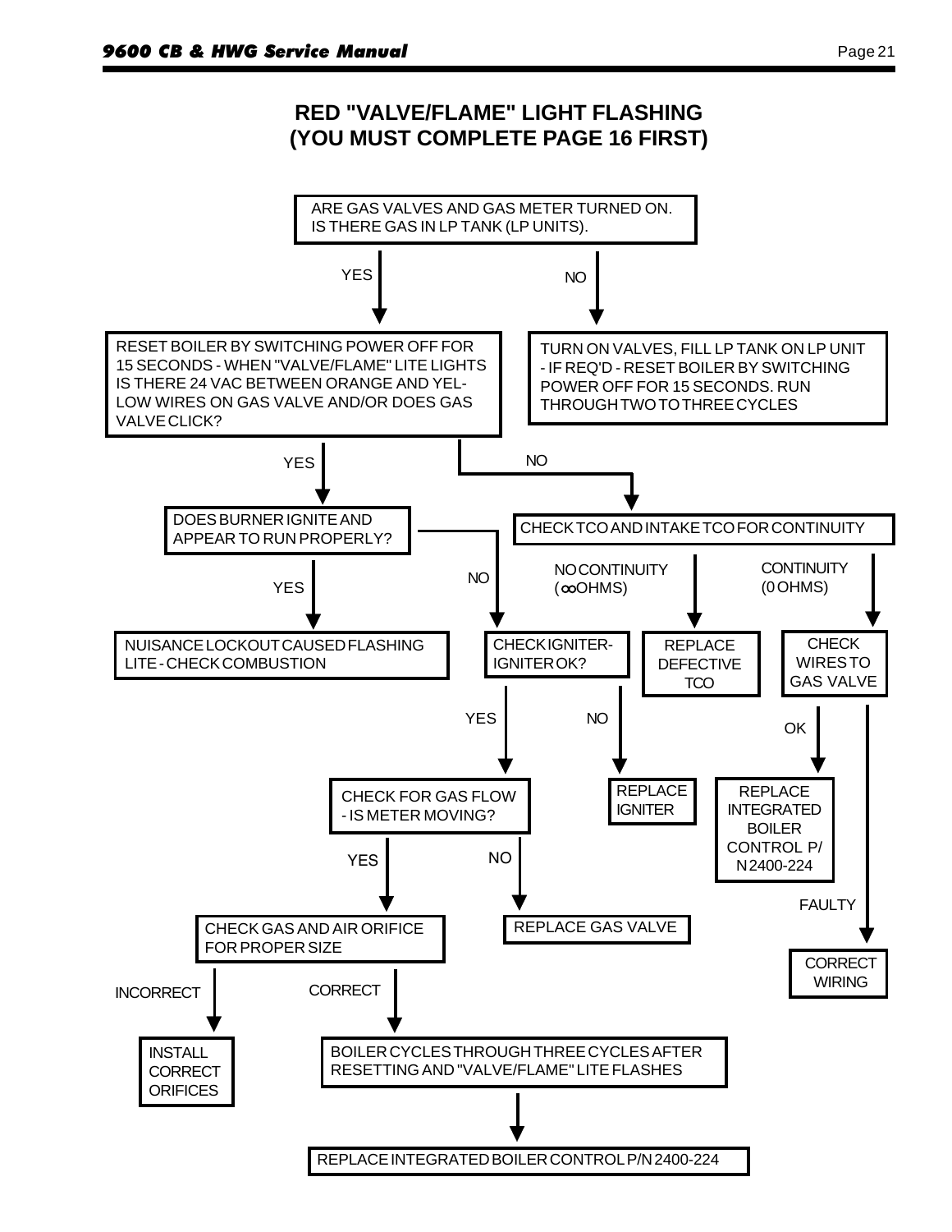# RED "VALVE/FLAME" LIGHT FLASHING
# (YOU MUST COMPLETE PAGE 16 FIRST)

ARE GAS VALVES AND GAS METER TURNED ON. IS THERE GAS IN LP TANK (LP UNITS).

YES

NO

RESET BOILER BY SWITCHING POWER OFF FOR 15 SECONDS - WHEN "VALVE/FLAME" LITE LIGHTS IS THERE 24 VAC BETWEEN ORANGE AND YELLOW WIRES ON GAS VALVE AND/OR DOES GAS VALVE CLICK?

TURN ON VALVES, FILL LP TANK ON LP UNIT - IF REQ'D - RESET BOILER BY SWITCHING POWER OFF FOR 15 SECONDS. RUN THROUGH TWO TO THREE CYCLES

YES

NO

DOES BURNER IGNITE AND APPEAR TO RUN PROPERLY?

CHECK TCO AND INTAKE TCO FOR CONTINUITY

YES

NO

NO CONTINUITY (∞OHMS)

CONTINUITY (0 OHMS)

NUISANCE LOCKOUT CAUSED FLASHING LITE - CHECK COMBUSTION

CHECK IGNITER- IGNITER OK?

REPLACE DEFECTIVE TCO

CHECK WIRES TO GAS VALVE

YES

NO

OK

CHECK FOR GAS FLOW - IS METER MOVING?

REPLACE IGNITER

REPLACE INTEGRATED BOILER CONTROL P/N 2400-224

YES

NO

FAULTY

CHECK GAS AND AIR ORIFICE FOR PROPER SIZE

REPLACE GAS VALVE

CORRECT WIRING

INCORRECT

CORRECT

INSTALL CORRECT ORIFICES

BOILER CYCLES THROUGH THREE CYCLES AFTER RESETTING AND "VALVE/FLAME" LITE FLASHES

REPLACE INTEGRATED BOILER CONTROL P/N 2400-224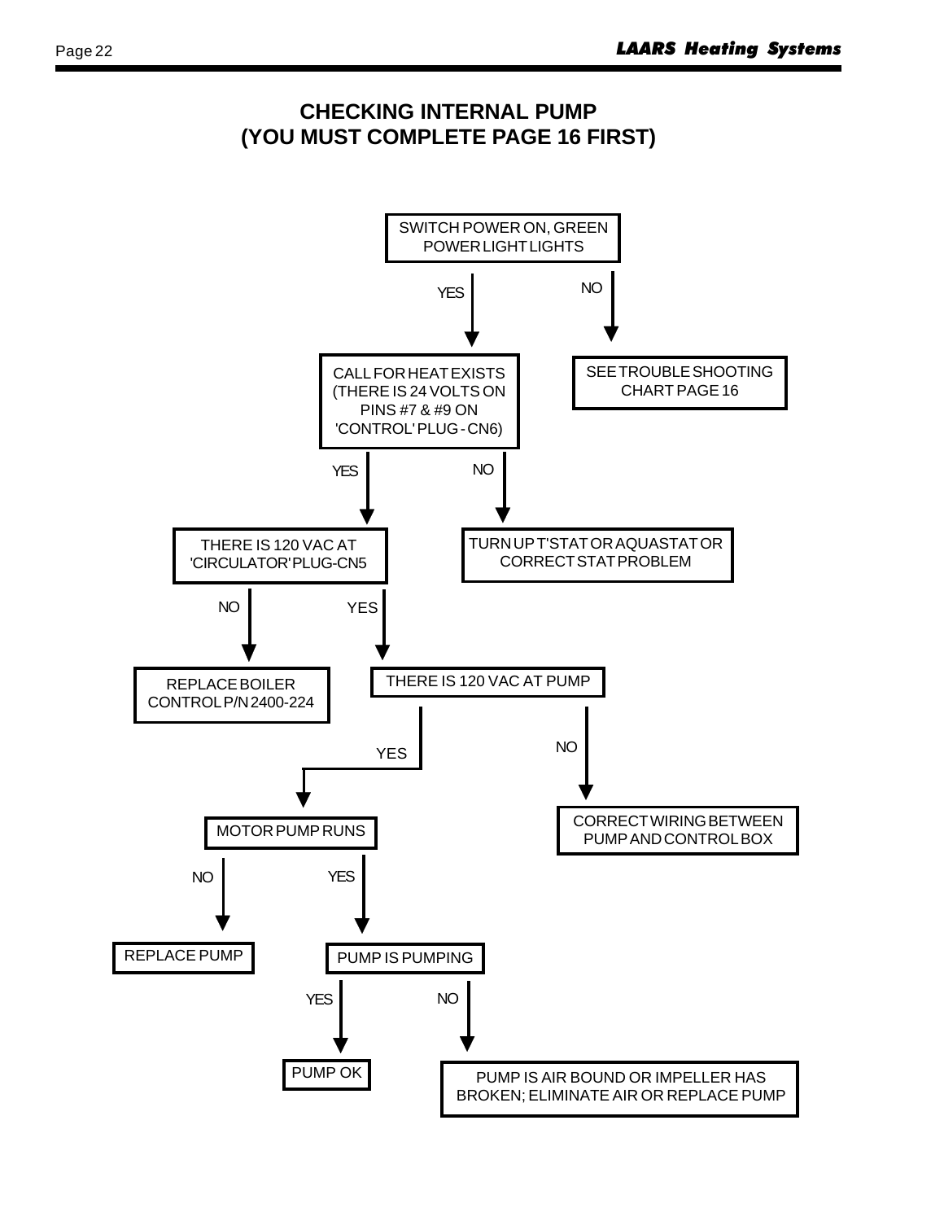# CHECKING INTERNAL PUMP
# (YOU MUST COMPLETE PAGE 16 FIRST)

SWITCH POWER ON, GREEN POWER LIGHT LIGHTS

YES

NO

SEE TROUBLE SHOOTING CHART PAGE 16

CALL FOR HEAT EXISTS (THERE IS 24 VOLTS ON PINS #7 & #9 ON 'CONTROL' PLUG - CN6)

YES

NO

TURN UP T'STAT OR AQUASTAT OR CORRECT STAT PROBLEM

THERE IS 120 VAC AT 'CIRCULATOR' PLUG-CN5

NO

YES

REPLACE BOILER CONTROL P/N 2400-224

THERE IS 120 VAC AT PUMP

YES

NO

CORRECT WIRING BETWEEN PUMP AND CONTROL BOX

MOTOR PUMP RUNS

NO

YES

REPLACE PUMP

PUMP IS PUMPING

YES

NO

PUMP OK

PUMP IS AIR BOUND OR IMPELLER HAS BROKEN; ELIMINATE AIR OR REPLACE PUMP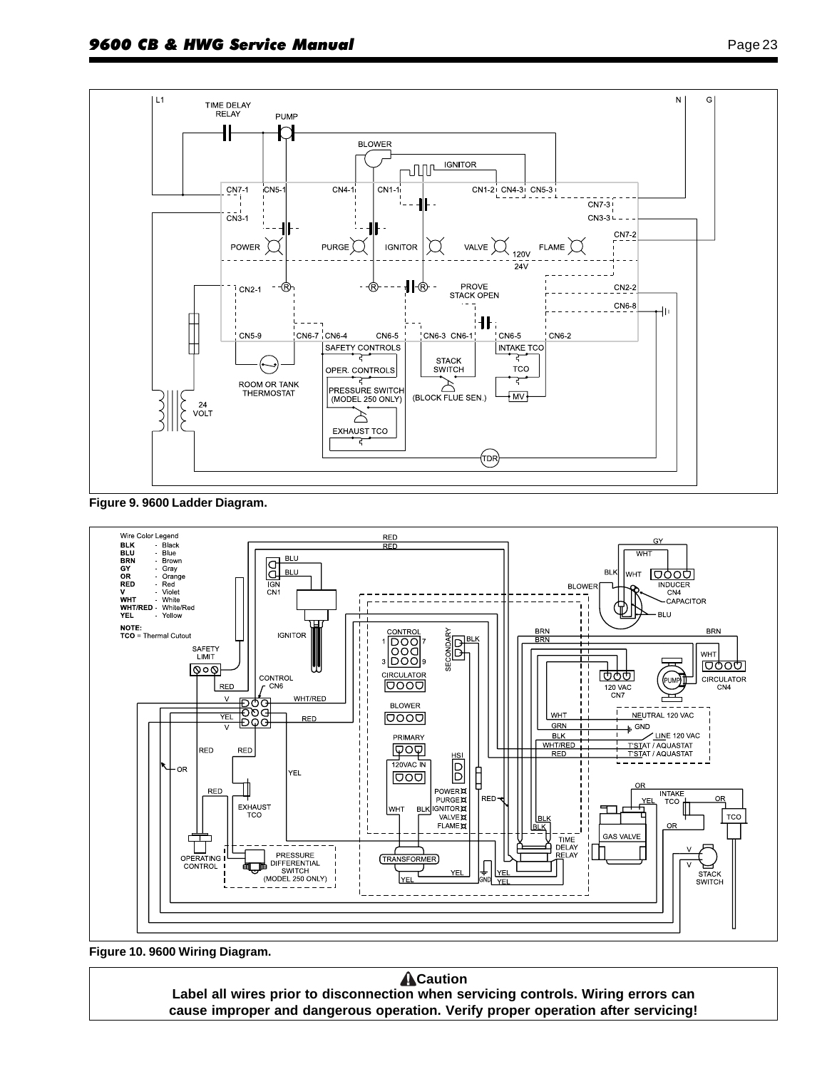L1

TIME DELAY RELAY

PUMP

BLOWER

IGNITOR

N

G

CN7-1

CN5-1

CN4-1

CN1-1

CN1-2

CN4-3

CN5-3

CN7-3

CN3-1

CN3-3

CN7-2

POWER

PURGE

IGNITOR

VALVE

FLAME

120V

24V

CN2-1

PROVE STACK OPEN

CN2-2

CN6-8

CN5-9

CN6-7

CN6-4

CN6-5

CN6-3

CN6-1

CN6-5

CN6-2

SAFETY CONTROLS

OPER. CONTROLS

PRESSURE SWITCH (MODEL 250 ONLY)

EXHAUST TCO

STACK SWITCH

(BLOCK FLUE SEN.)

INTAKE TCO

TCO

MV

ROOM OR TANK THERMOSTAT

24 VOLT

TDR

**Figure 9. 9600 Ladder Diagram.**

Wire Color Legend

BLK - Black
BLU - Blue
BRN - Brown
GY - Gray
OR - Orange
RED - Red
V - Violet
WHT - White
WHT/RED - White/Red
YEL - Yellow

NOTE:
TCO = Thermal Cutout

RED

RED

GY

WHT

BLK

WHT

INDUCER CN4

CAPACITOR

BLOWER

BLU

BLU

BLU

IGN CN1

IGNITOR

SAFETY LIMIT

RED

CONTROL CN6

V

WHT/RED

YEL

RED

V

RED

RED

OR

YEL

RED

EXHAUST TCO

OPERATING CONTROL

PRESSURE DIFFERENTIAL SWITCH (MODEL 250 ONLY)

CONTROL

1 7

3 9

SECONDARY

BLK

CIRCULATOR

BLOWER

PRIMARY

120VAC IN

HSI

POWER

PURGE

IGNITOR

VALVE

FLAME

WHT

BLK

RED

TRANSFORMER

YEL

YEL

GND

YEL

YEL

BRN

BRN

BRN

WHT

CIRCULATOR CN4

PUMP

120 VAC CN7

WHT

GRN

BLK

WHT/RED

RED

NEUTRAL 120 VAC

GND

LINE 120 VAC

T'STAT / AQUASTAT

T'STAT / AQUASTAT

BLK

BLK

TIME DELAY RELAY

OR

INTAKE TCO

YEL

OR

TCO

OR

GAS VALVE

V

V

STACK SWITCH

**Figure 10. 9600 Wiring Diagram.**

**⚠Caution**

**Label all wires prior to disconnection when servicing controls. Wiring errors can cause improper and dangerous operation. Verify proper operation after servicing!**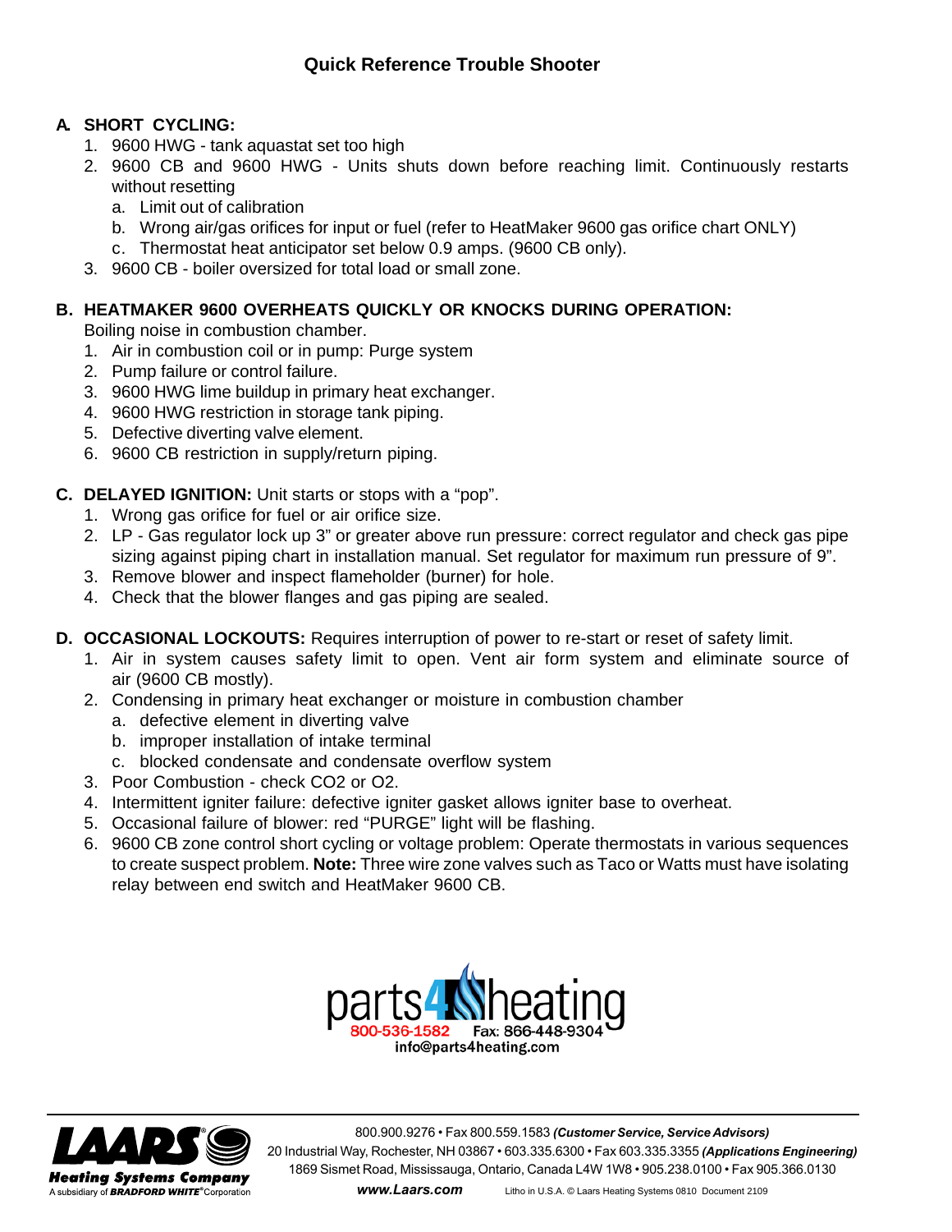# Quick Reference Trouble Shooter

**A. SHORT CYCLING:**

1. 9600 HWG - tank aquastat set too high
2. 9600 CB and 9600 HWG - Units shuts down before reaching limit. Continuously restarts without resetting
   a. Limit out of calibration
   b. Wrong air/gas orifices for input or fuel (refer to HeatMaker 9600 gas orifice chart ONLY)
   c. Thermostat heat anticipator set below 0.9 amps. (9600 CB only).
3. 9600 CB - boiler oversized for total load or small zone.

**B. HEATMAKER 9600 OVERHEATS QUICKLY OR KNOCKS DURING OPERATION:**
Boiling noise in combustion chamber.

1. Air in combustion coil or in pump: Purge system
2. Pump failure or control failure.
3. 9600 HWG lime buildup in primary heat exchanger.
4. 9600 HWG restriction in storage tank piping.
5. Defective diverting valve element.
6. 9600 CB restriction in supply/return piping.

**C. DELAYED IGNITION:** Unit starts or stops with a "pop".

1. Wrong gas orifice for fuel or air orifice size.
2. LP - Gas regulator lock up 3" or greater above run pressure: correct regulator and check gas pipe sizing against piping chart in installation manual. Set regulator for maximum run pressure of 9".
3. Remove blower and inspect flameholder (burner) for hole.
4. Check that the blower flanges and gas piping are sealed.

**D. OCCASIONAL LOCKOUTS:** Requires interruption of power to re-start or reset of safety limit.

1. Air in system causes safety limit to open. Vent air form system and eliminate source of air (9600 CB mostly).
2. Condensing in primary heat exchanger or moisture in combustion chamber
   a. defective element in diverting valve
   b. improper installation of intake terminal
   c. blocked condensate and condensate overflow system
3. Poor Combustion - check CO2 or O2.
4. Intermittent igniter failure: defective igniter gasket allows igniter base to overheat.
5. Occasional failure of blower: red "PURGE" light will be flashing.
6. 9600 CB zone control short cycling or voltage problem: Operate thermostats in various sequences to create suspect problem. **Note:** Three wire zone valves such as Taco or Watts must have isolating relay between end switch and HeatMaker 9600 CB.

parts4heating
800-536-1582 Fax: 866-448-9304
info@parts4heating.com

LAARS® Heating Systems Company
A subsidiary of BRADFORD WHITE® Corporation

800.900.9276 • Fax 800.559.1583 ***(Customer Service, Service Advisors)***
20 Industrial Way, Rochester, NH 03867 • 603.335.6300 • Fax 603.335.3355 ***(Applications Engineering)***
1869 Sismet Road, Mississauga, Ontario, Canada L4W 1W8 • 905.238.0100 • Fax 905.366.0130
***www.Laars.com***

Litho in U.S.A. © Laars Heating Systems 0810 Document 2109